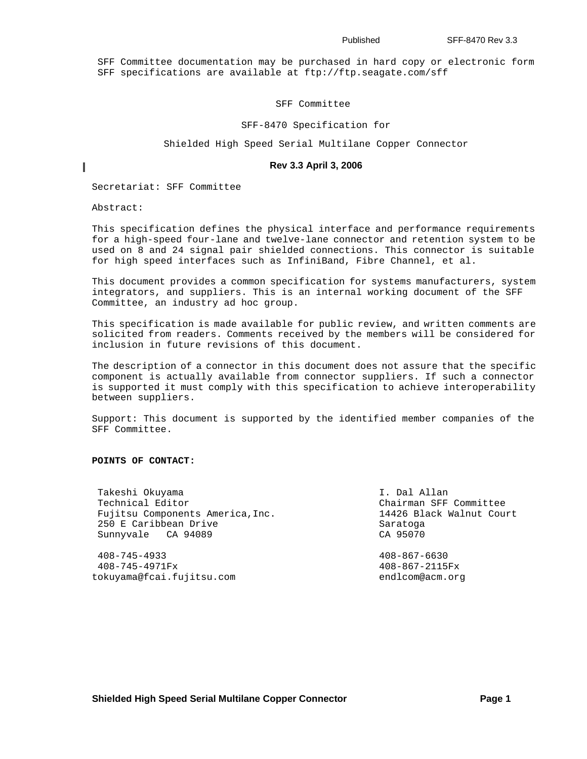SFF Committee documentation may be purchased in hard copy or electronic form
SFF specifications are available at ftp://ftp.seagate.com/sff

SFF Committee

SFF-8470 Specification for

Shielded High Speed Serial Multilane Copper Connector

**Rev 3.3 April 3, 2006**

Secretariat: SFF Committee

Abstract:

This specification defines the physical interface and performance requirements for a high-speed four-lane and twelve-lane connector and retention system to be used on 8 and 24 signal pair shielded connections. This connector is suitable for high speed interfaces such as InfiniBand, Fibre Channel, et al.

This document provides a common specification for systems manufacturers, system integrators, and suppliers. This is an internal working document of the SFF Committee, an industry ad hoc group.

This specification is made available for public review, and written comments are solicited from readers. Comments received by the members will be considered for inclusion in future revisions of this document.

The description of a connector in this document does not assure that the specific component is actually available from connector suppliers. If such a connector is supported it must comply with this specification to achieve interoperability between suppliers.

Support: This document is supported by the identified member companies of the SFF Committee.

**POINTS OF CONTACT:**

Takeshi Okuyama
Technical Editor
Fujitsu Components America,Inc.
250 E Caribbean Drive
Sunnyvale CA 94089

408-745-4933
408-745-4971Fx
tokuyama@fcai.fujitsu.com

I. Dal Allan
Chairman SFF Committee
14426 Black Walnut Court
Saratoga
CA 95070

408-867-6630
408-867-2115Fx
endlcom@acm.org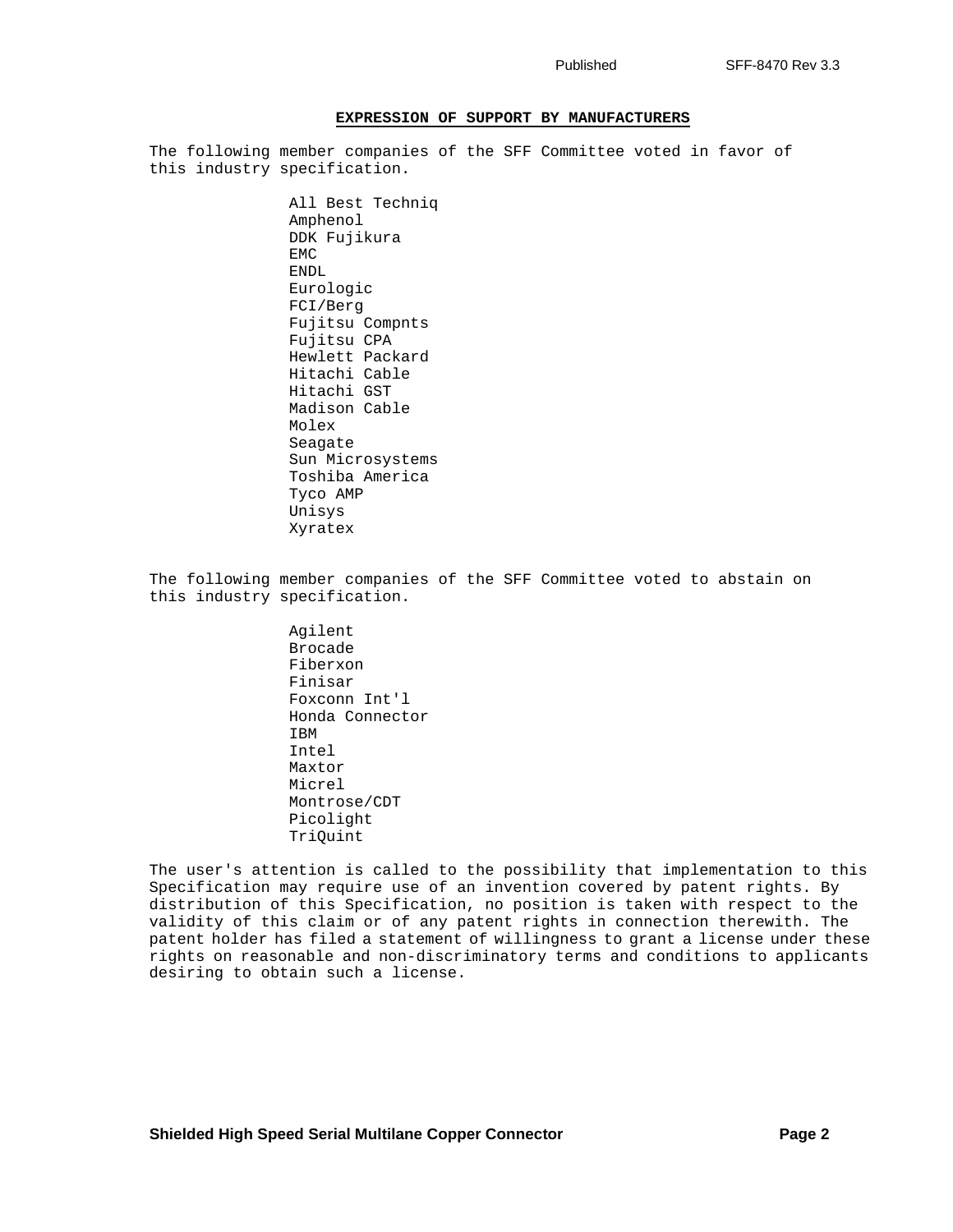## EXPRESSION OF SUPPORT BY MANUFACTURERS

The following member companies of the SFF Committee voted in favor of this industry specification.

- All Best Techniq
- Amphenol
- DDK Fujikura
- EMC
- ENDL
- Eurologic
- FCI/Berg
- Fujitsu Compnts
- Fujitsu CPA
- Hewlett Packard
- Hitachi Cable
- Hitachi GST
- Madison Cable
- Molex
- Seagate
- Sun Microsystems
- Toshiba America
- Tyco AMP
- Unisys
- Xyratex

The following member companies of the SFF Committee voted to abstain on this industry specification.

- Agilent
- Brocade
- Fiberxon
- Finisar
- Foxconn Int'l
- Honda Connector
- IBM
- Intel
- Maxtor
- Micrel
- Montrose/CDT
- Picolight
- TriQuint

The user's attention is called to the possibility that implementation to this Specification may require use of an invention covered by patent rights. By distribution of this Specification, no position is taken with respect to the validity of this claim or of any patent rights in connection therewith. The patent holder has filed a statement of willingness to grant a license under these rights on reasonable and non-discriminatory terms and conditions to applicants desiring to obtain such a license.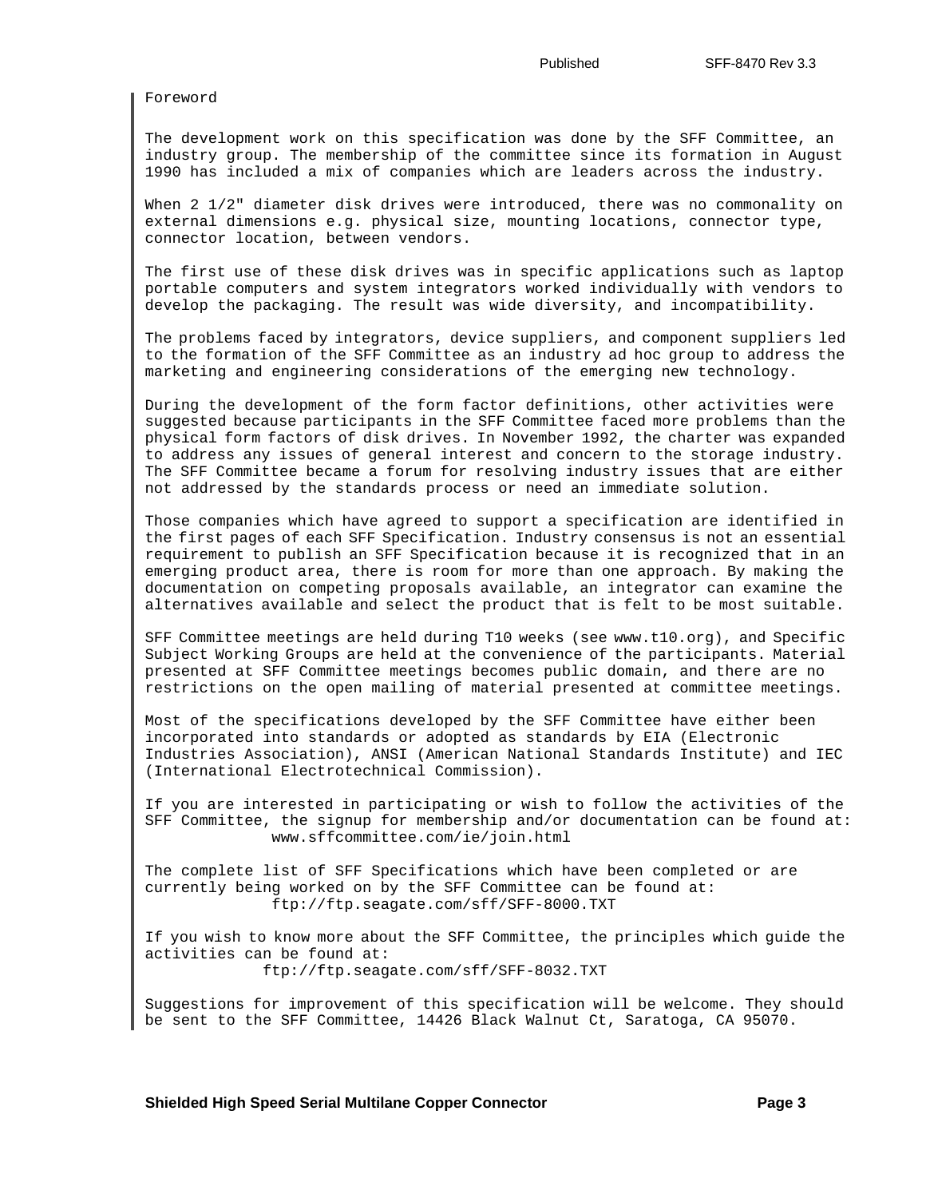# Foreword

The development work on this specification was done by the SFF Committee, an industry group. The membership of the committee since its formation in August 1990 has included a mix of companies which are leaders across the industry.

When 2 1/2" diameter disk drives were introduced, there was no commonality on external dimensions e.g. physical size, mounting locations, connector type, connector location, between vendors.

The first use of these disk drives was in specific applications such as laptop portable computers and system integrators worked individually with vendors to develop the packaging. The result was wide diversity, and incompatibility.

The problems faced by integrators, device suppliers, and component suppliers led to the formation of the SFF Committee as an industry ad hoc group to address the marketing and engineering considerations of the emerging new technology.

During the development of the form factor definitions, other activities were suggested because participants in the SFF Committee faced more problems than the physical form factors of disk drives. In November 1992, the charter was expanded to address any issues of general interest and concern to the storage industry. The SFF Committee became a forum for resolving industry issues that are either not addressed by the standards process or need an immediate solution.

Those companies which have agreed to support a specification are identified in the first pages of each SFF Specification. Industry consensus is not an essential requirement to publish an SFF Specification because it is recognized that in an emerging product area, there is room for more than one approach. By making the documentation on competing proposals available, an integrator can examine the alternatives available and select the product that is felt to be most suitable.

SFF Committee meetings are held during T10 weeks (see www.t10.org), and Specific Subject Working Groups are held at the convenience of the participants. Material presented at SFF Committee meetings becomes public domain, and there are no restrictions on the open mailing of material presented at committee meetings.

Most of the specifications developed by the SFF Committee have either been incorporated into standards or adopted as standards by EIA (Electronic Industries Association), ANSI (American National Standards Institute) and IEC (International Electrotechnical Commission).

If you are interested in participating or wish to follow the activities of the SFF Committee, the signup for membership and/or documentation can be found at:
    www.sffcommittee.com/ie/join.html

The complete list of SFF Specifications which have been completed or are currently being worked on by the SFF Committee can be found at:
    ftp://ftp.seagate.com/sff/SFF-8000.TXT

If you wish to know more about the SFF Committee, the principles which guide the activities can be found at:
    ftp://ftp.seagate.com/sff/SFF-8032.TXT

Suggestions for improvement of this specification will be welcome. They should be sent to the SFF Committee, 14426 Black Walnut Ct, Saratoga, CA 95070.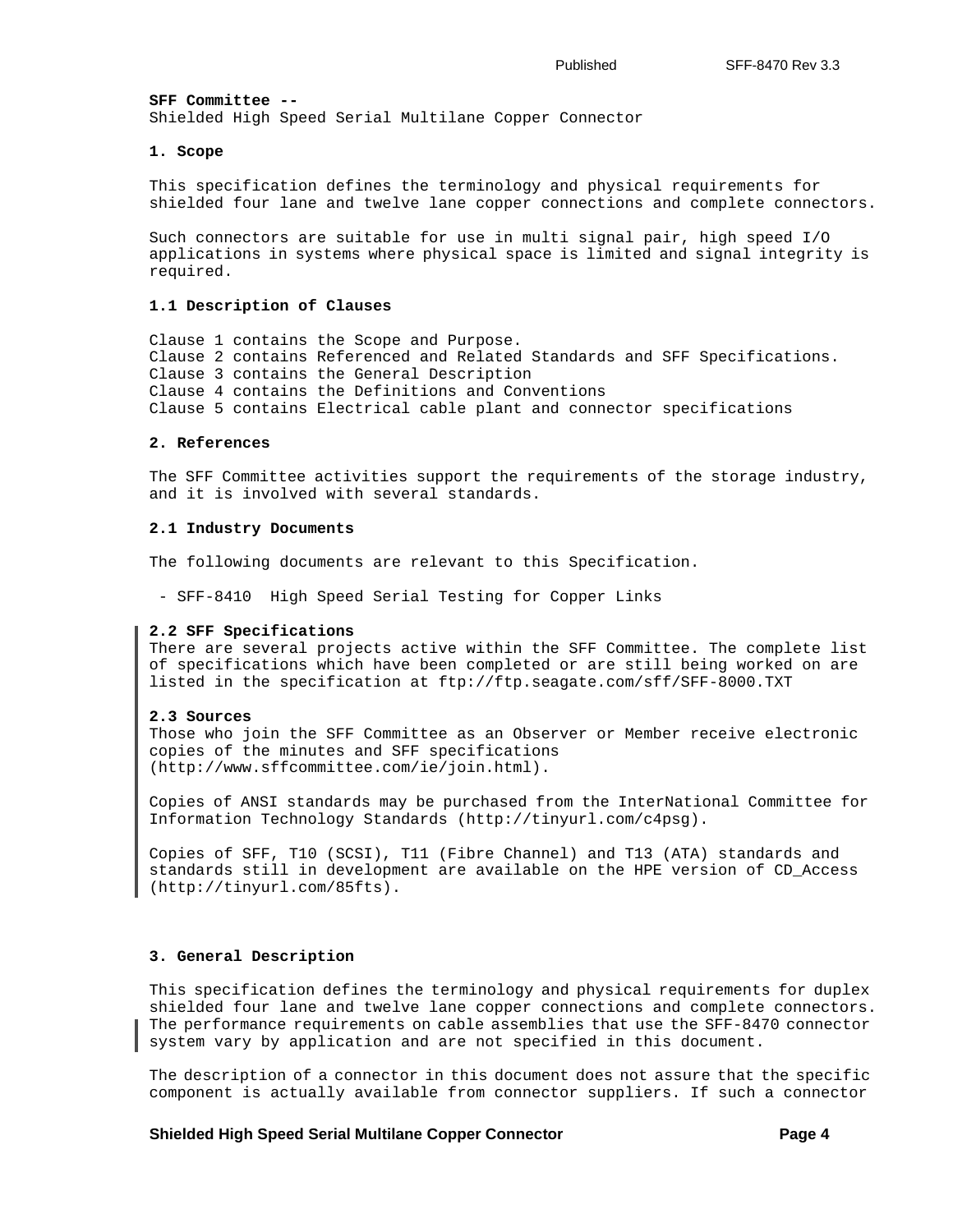**SFF Committee --**
Shielded High Speed Serial Multilane Copper Connector

## 1. Scope

This specification defines the terminology and physical requirements for shielded four lane and twelve lane copper connections and complete connectors.

Such connectors are suitable for use in multi signal pair, high speed I/O applications in systems where physical space is limited and signal integrity is required.

### 1.1 Description of Clauses

Clause 1 contains the Scope and Purpose.
Clause 2 contains Referenced and Related Standards and SFF Specifications.
Clause 3 contains the General Description
Clause 4 contains the Definitions and Conventions
Clause 5 contains Electrical cable plant and connector specifications

## 2. References

The SFF Committee activities support the requirements of the storage industry, and it is involved with several standards.

### 2.1 Industry Documents

The following documents are relevant to this Specification.

- SFF-8410 High Speed Serial Testing for Copper Links

### 2.2 SFF Specifications

There are several projects active within the SFF Committee. The complete list of specifications which have been completed or are still being worked on are listed in the specification at ftp://ftp.seagate.com/sff/SFF-8000.TXT

### 2.3 Sources

Those who join the SFF Committee as an Observer or Member receive electronic copies of the minutes and SFF specifications (http://www.sffcommittee.com/ie/join.html).

Copies of ANSI standards may be purchased from the InterNational Committee for Information Technology Standards (http://tinyurl.com/c4psg).

Copies of SFF, T10 (SCSI), T11 (Fibre Channel) and T13 (ATA) standards and standards still in development are available on the HPE version of CD_Access (http://tinyurl.com/85fts).

## 3. General Description

This specification defines the terminology and physical requirements for duplex shielded four lane and twelve lane copper connections and complete connectors. The performance requirements on cable assemblies that use the SFF-8470 connector system vary by application and are not specified in this document.

The description of a connector in this document does not assure that the specific component is actually available from connector suppliers. If such a connector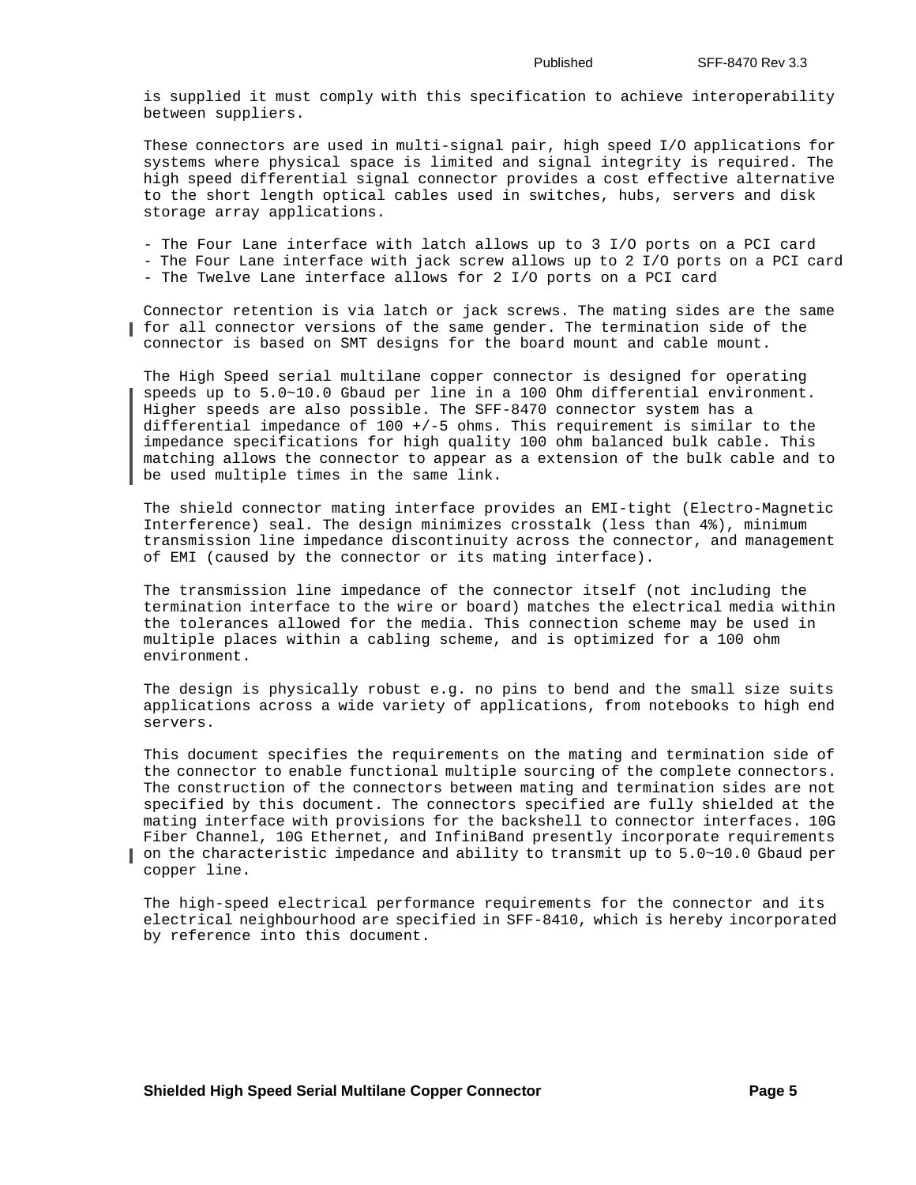is supplied it must comply with this specification to achieve interoperability between suppliers.

These connectors are used in multi-signal pair, high speed I/O applications for systems where physical space is limited and signal integrity is required. The high speed differential signal connector provides a cost effective alternative to the short length optical cables used in switches, hubs, servers and disk storage array applications.

- The Four Lane interface with latch allows up to 3 I/O ports on a PCI card
- The Four Lane interface with jack screw allows up to 2 I/O ports on a PCI card
- The Twelve Lane interface allows for 2 I/O ports on a PCI card

Connector retention is via latch or jack screws. The mating sides are the same for all connector versions of the same gender. The termination side of the connector is based on SMT designs for the board mount and cable mount.

The High Speed serial multilane copper connector is designed for operating speeds up to 5.0~10.0 Gbaud per line in a 100 Ohm differential environment. Higher speeds are also possible. The SFF-8470 connector system has a differential impedance of 100 +/-5 ohms. This requirement is similar to the impedance specifications for high quality 100 ohm balanced bulk cable. This matching allows the connector to appear as a extension of the bulk cable and to be used multiple times in the same link.

The shield connector mating interface provides an EMI-tight (Electro-Magnetic Interference) seal. The design minimizes crosstalk (less than 4%), minimum transmission line impedance discontinuity across the connector, and management of EMI (caused by the connector or its mating interface).

The transmission line impedance of the connector itself (not including the termination interface to the wire or board) matches the electrical media within the tolerances allowed for the media. This connection scheme may be used in multiple places within a cabling scheme, and is optimized for a 100 ohm environment.

The design is physically robust e.g. no pins to bend and the small size suits applications across a wide variety of applications, from notebooks to high end servers.

This document specifies the requirements on the mating and termination side of the connector to enable functional multiple sourcing of the complete connectors. The construction of the connectors between mating and termination sides are not specified by this document. The connectors specified are fully shielded at the mating interface with provisions for the backshell to connector interfaces. 10G Fiber Channel, 10G Ethernet, and InfiniBand presently incorporate requirements on the characteristic impedance and ability to transmit up to 5.0~10.0 Gbaud per copper line.

The high-speed electrical performance requirements for the connector and its electrical neighbourhood are specified in SFF-8410, which is hereby incorporated by reference into this document.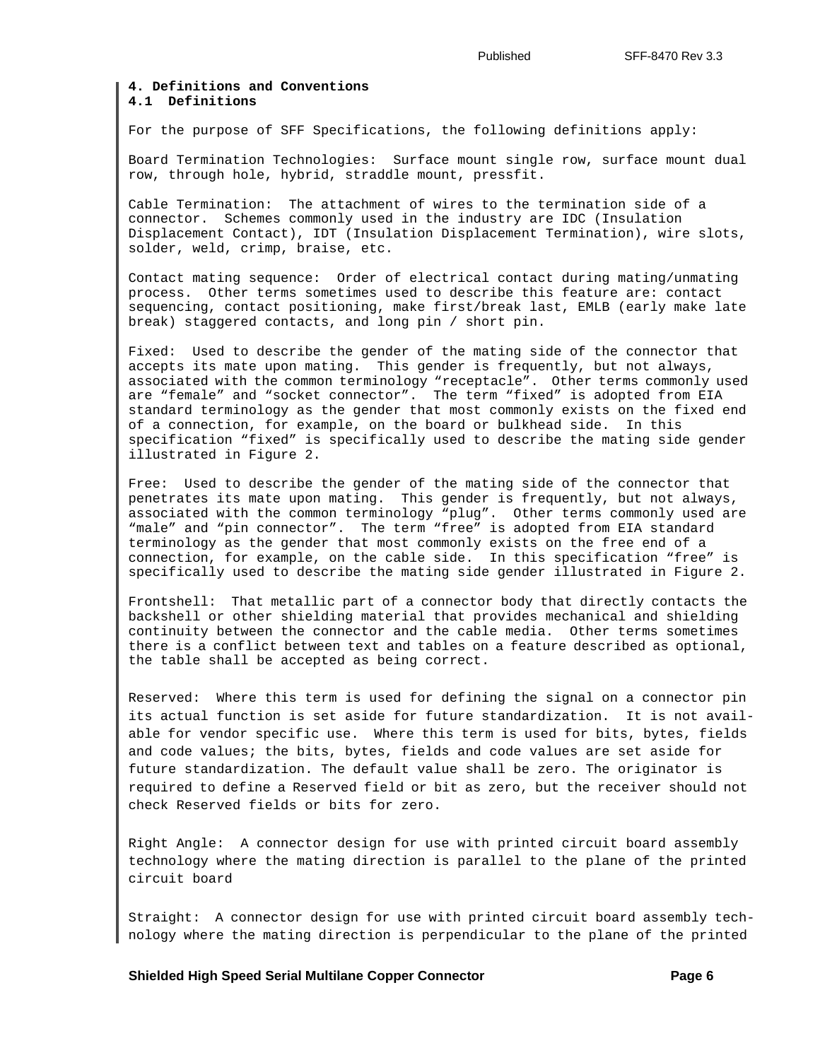# 4. Definitions and Conventions

## 4.1 Definitions

For the purpose of SFF Specifications, the following definitions apply:

Board Termination Technologies: Surface mount single row, surface mount dual row, through hole, hybrid, straddle mount, pressfit.

Cable Termination: The attachment of wires to the termination side of a connector. Schemes commonly used in the industry are IDC (Insulation Displacement Contact), IDT (Insulation Displacement Termination), wire slots, solder, weld, crimp, braise, etc.

Contact mating sequence: Order of electrical contact during mating/unmating process. Other terms sometimes used to describe this feature are: contact sequencing, contact positioning, make first/break last, EMLB (early make late break) staggered contacts, and long pin / short pin.

Fixed: Used to describe the gender of the mating side of the connector that accepts its mate upon mating. This gender is frequently, but not always, associated with the common terminology “receptacle”. Other terms commonly used are “female” and “socket connector”. The term “fixed” is adopted from EIA standard terminology as the gender that most commonly exists on the fixed end of a connection, for example, on the board or bulkhead side. In this specification “fixed” is specifically used to describe the mating side gender illustrated in Figure 2.

Free: Used to describe the gender of the mating side of the connector that penetrates its mate upon mating. This gender is frequently, but not always, associated with the common terminology “plug”. Other terms commonly used are “male” and “pin connector”. The term “free” is adopted from EIA standard terminology as the gender that most commonly exists on the free end of a connection, for example, on the cable side. In this specification “free” is specifically used to describe the mating side gender illustrated in Figure 2.

Frontshell: That metallic part of a connector body that directly contacts the backshell or other shielding material that provides mechanical and shielding continuity between the connector and the cable media. Other terms sometimes there is a conflict between text and tables on a feature described as optional, the table shall be accepted as being correct.

Reserved: Where this term is used for defining the signal on a connector pin its actual function is set aside for future standardization. It is not available for vendor specific use. Where this term is used for bits, bytes, fields and code values; the bits, bytes, fields and code values are set aside for future standardization. The default value shall be zero. The originator is required to define a Reserved field or bit as zero, but the receiver should not check Reserved fields or bits for zero.

Right Angle: A connector design for use with printed circuit board assembly technology where the mating direction is parallel to the plane of the printed circuit board

Straight: A connector design for use with printed circuit board assembly technology where the mating direction is perpendicular to the plane of the printed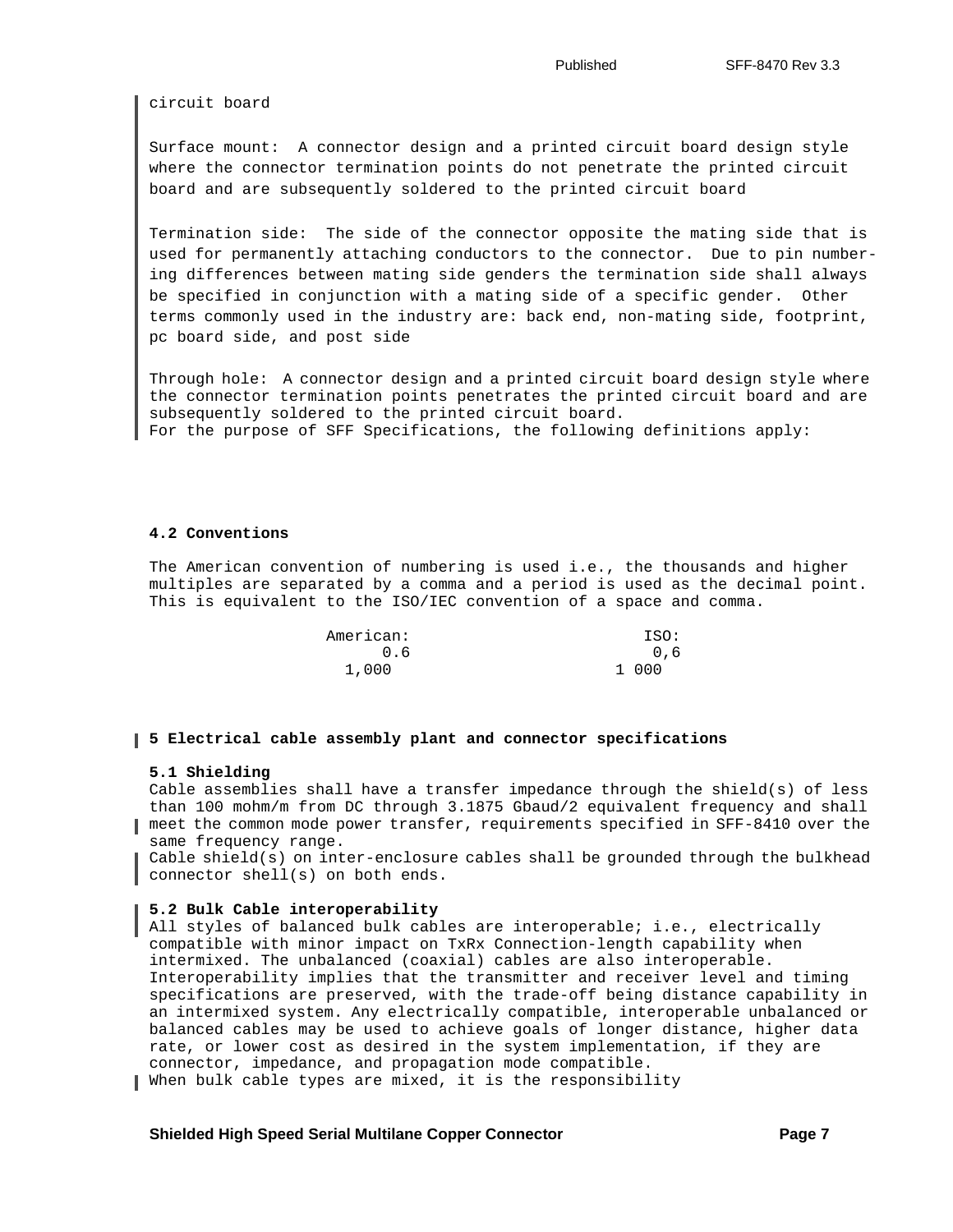circuit board

Surface mount: A connector design and a printed circuit board design style where the connector termination points do not penetrate the printed circuit board and are subsequently soldered to the printed circuit board

Termination side: The side of the connector opposite the mating side that is used for permanently attaching conductors to the connector. Due to pin numbering differences between mating side genders the termination side shall always be specified in conjunction with a mating side of a specific gender. Other terms commonly used in the industry are: back end, non-mating side, footprint, pc board side, and post side

Through hole: A connector design and a printed circuit board design style where the connector termination points penetrates the printed circuit board and are subsequently soldered to the printed circuit board.
For the purpose of SFF Specifications, the following definitions apply:

### 4.2 Conventions

The American convention of numbering is used i.e., the thousands and higher multiples are separated by a comma and a period is used as the decimal point. This is equivalent to the ISO/IEC convention of a space and comma.

| American: | ISO: |
|---|---|
| 0.6 | 0,6 |
| 1,000 | 1 000 |

## 5 Electrical cable assembly plant and connector specifications

### 5.1 Shielding

Cable assemblies shall have a transfer impedance through the shield(s) of less than 100 mohm/m from DC through 3.1875 Gbaud/2 equivalent frequency and shall meet the common mode power transfer, requirements specified in SFF-8410 over the same frequency range.
Cable shield(s) on inter-enclosure cables shall be grounded through the bulkhead connector shell(s) on both ends.

### 5.2 Bulk Cable interoperability

All styles of balanced bulk cables are interoperable; i.e., electrically compatible with minor impact on TxRx Connection-length capability when intermixed. The unbalanced (coaxial) cables are also interoperable. Interoperability implies that the transmitter and receiver level and timing specifications are preserved, with the trade-off being distance capability in an intermixed system. Any electrically compatible, interoperable unbalanced or balanced cables may be used to achieve goals of longer distance, higher data rate, or lower cost as desired in the system implementation, if they are connector, impedance, and propagation mode compatible.
When bulk cable types are mixed, it is the responsibility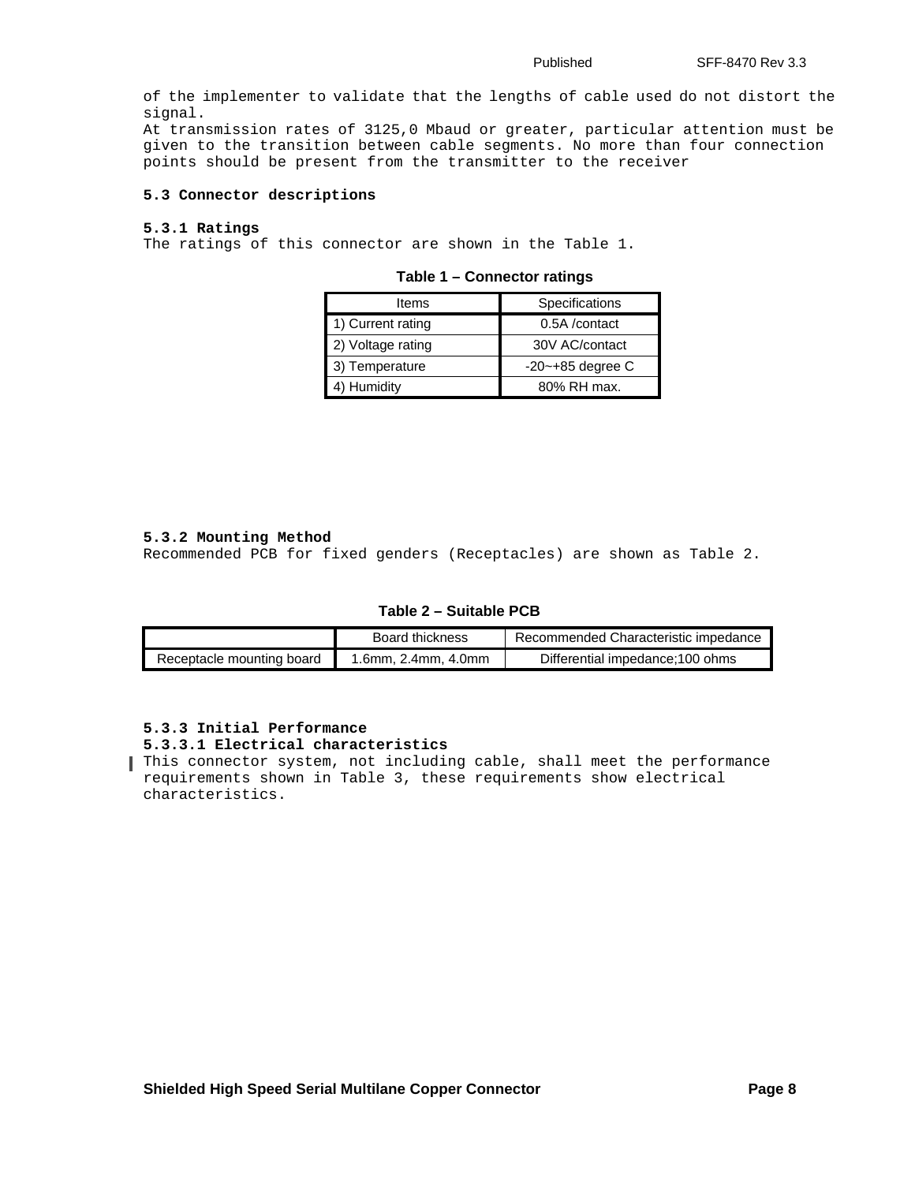of the implementer to validate that the lengths of cable used do not distort the signal.
At transmission rates of 3125,0 Mbaud or greater, particular attention must be given to the transition between cable segments. No more than four connection points should be present from the transmitter to the receiver

### 5.3 Connector descriptions

#### 5.3.1 Ratings

The ratings of this connector are shown in the Table 1.

**Table 1 – Connector ratings**

| Items | Specifications |
|---|---|
| 1) Current rating | 0.5A /contact |
| 2) Voltage rating | 30V AC/contact |
| 3) Temperature | -20~+85 degree C |
| 4) Humidity | 80% RH max. |

#### 5.3.2 Mounting Method

Recommended PCB for fixed genders (Receptacles) are shown as Table 2.

**Table 2 – Suitable PCB**

| | Board thickness | Recommended Characteristic impedance |
|---|---|---|
| Receptacle mounting board | 1.6mm, 2.4mm, 4.0mm | Differential impedance;100 ohms |

#### 5.3.3 Initial Performance

##### 5.3.3.1 Electrical characteristics

This connector system, not including cable, shall meet the performance requirements shown in Table 3, these requirements show electrical characteristics.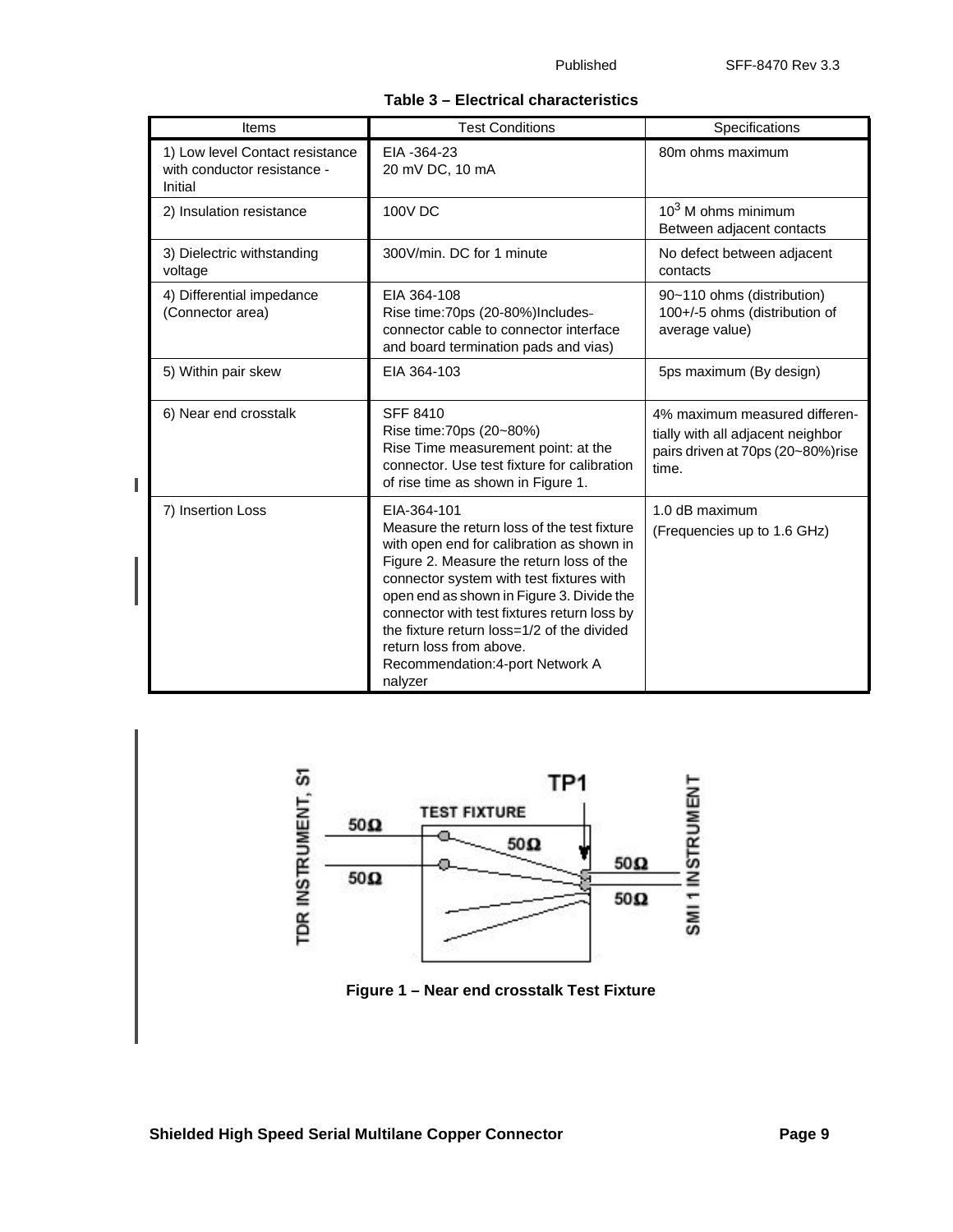**Table 3 – Electrical characteristics**

| Items | Test Conditions | Specifications |
| --- | --- | --- |
| 1) Low level Contact resistance with conductor resistance - Initial | EIA -364-23<br>20 mV DC, 10 mA | 80m ohms maximum |
| 2) Insulation resistance | 100V DC | $10^3$ M ohms minimum<br>Between adjacent contacts |
| 3) Dielectric withstanding voltage | 300V/min. DC for 1 minute | No defect between adjacent contacts |
| 4) Differential impedance (Connector area) | EIA 364-108<br>Rise time:70ps (20-80%)Includes connector cable to connector interface and board termination pads and vias) | 90~110 ohms (distribution)<br>100+/-5 ohms (distribution of average value) |
| 5) Within pair skew | EIA 364-103 | 5ps maximum (By design) |
| 6) Near end crosstalk | SFF 8410<br>Rise time:70ps (20~80%)<br>Rise Time measurement point: at the connector. Use test fixture for calibration of rise time as shown in Figure 1. | 4% maximum measured differentially with all adjacent neighbor pairs driven at 70ps (20~80%)rise time. |
| 7) Insertion Loss | EIA-364-101<br>Measure the return loss of the test fixture with open end for calibration as shown in Figure 2. Measure the return loss of the connector system with test fixtures with open end as shown in Figure 3. Divide the connector with test fixtures return loss by the fixture return loss=1/2 of the divided return loss from above.<br>Recommendation:4-port Network Analyzer | 1.0 dB maximum<br>(Frequencies up to 1.6 GHz) |

**Figure 1 – Near end crosstalk Test Fixture**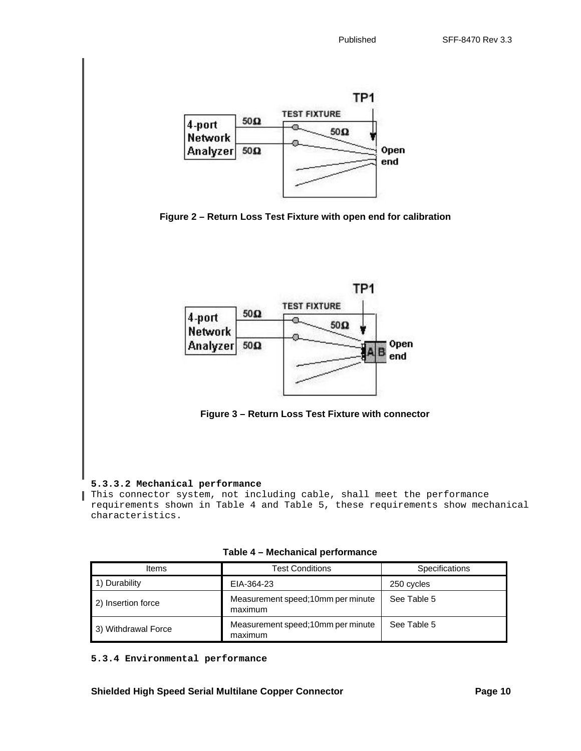Figure 2 – Return Loss Test Fixture with open end for calibration

Figure 3 – Return Loss Test Fixture with connector

#### 5.3.3.2 Mechanical performance

This connector system, not including cable, shall meet the performance requirements shown in Table 4 and Table 5, these requirements show mechanical characteristics.

**Table 4 – Mechanical performance**

| Items | Test Conditions | Specifications |
| --- | --- | --- |
| 1) Durability | EIA-364-23 | 250 cycles |
| 2) Insertion force | Measurement speed;10mm per minute maximum | See Table 5 |
| 3) Withdrawal Force | Measurement speed;10mm per minute maximum | See Table 5 |

#### 5.3.4 Environmental performance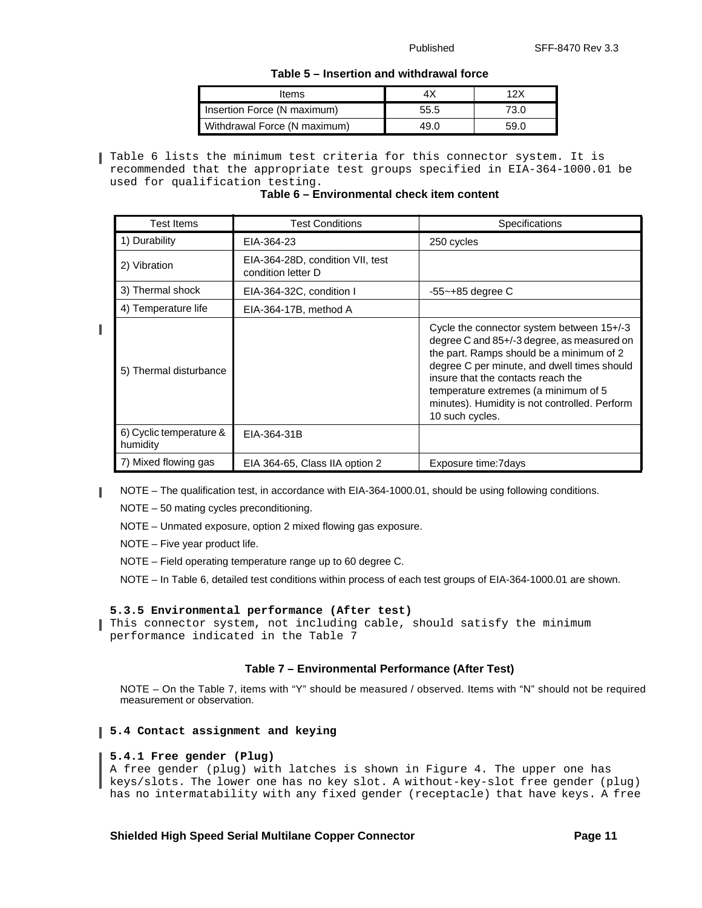**Table 5 – Insertion and withdrawal force**

| Items | 4X | 12X |
|---|---|---|
| Insertion Force (N maximum) | 55.5 | 73.0 |
| Withdrawal Force (N maximum) | 49.0 | 59.0 |

Table 6 lists the minimum test criteria for this connector system. It is recommended that the appropriate test groups specified in EIA-364-1000.01 be used for qualification testing.

**Table 6 – Environmental check item content**

| Test Items | Test Conditions | Specifications |
|---|---|---|
| 1) Durability | EIA-364-23 | 250 cycles |
| 2) Vibration | EIA-364-28D, condition VII, test condition letter D | |
| 3) Thermal shock | EIA-364-32C, condition I | -55~+85 degree C |
| 4) Temperature life | EIA-364-17B, method A | |
| 5) Thermal disturbance | | Cycle the connector system between 15+/-3 degree C and 85+/-3 degree, as measured on the part. Ramps should be a minimum of 2 degree C per minute, and dwell times should insure that the contacts reach the temperature extremes (a minimum of 5 minutes). Humidity is not controlled. Perform 10 such cycles. |
| 6) Cyclic temperature & humidity | EIA-364-31B | |
| 7) Mixed flowing gas | EIA 364-65, Class IIA option 2 | Exposure time:7days |

NOTE – The qualification test, in accordance with EIA-364-1000.01, should be using following conditions.

NOTE – 50 mating cycles preconditioning.

NOTE – Unmated exposure, option 2 mixed flowing gas exposure.

NOTE – Five year product life.

NOTE – Field operating temperature range up to 60 degree C.

NOTE – In Table 6, detailed test conditions within process of each test groups of EIA-364-1000.01 are shown.

#### 5.3.5 Environmental performance (After test)

This connector system, not including cable, should satisfy the minimum performance indicated in the Table 7

**Table 7 – Environmental Performance (After Test)**

NOTE – On the Table 7, items with "Y" should be measured / observed. Items with "N" should not be required measurement or observation.

### 5.4 Contact assignment and keying

#### 5.4.1 Free gender (Plug)

A free gender (plug) with latches is shown in Figure 4. The upper one has keys/slots. The lower one has no key slot. A without-key-slot free gender (plug) has no intermatability with any fixed gender (receptacle) that have keys. A free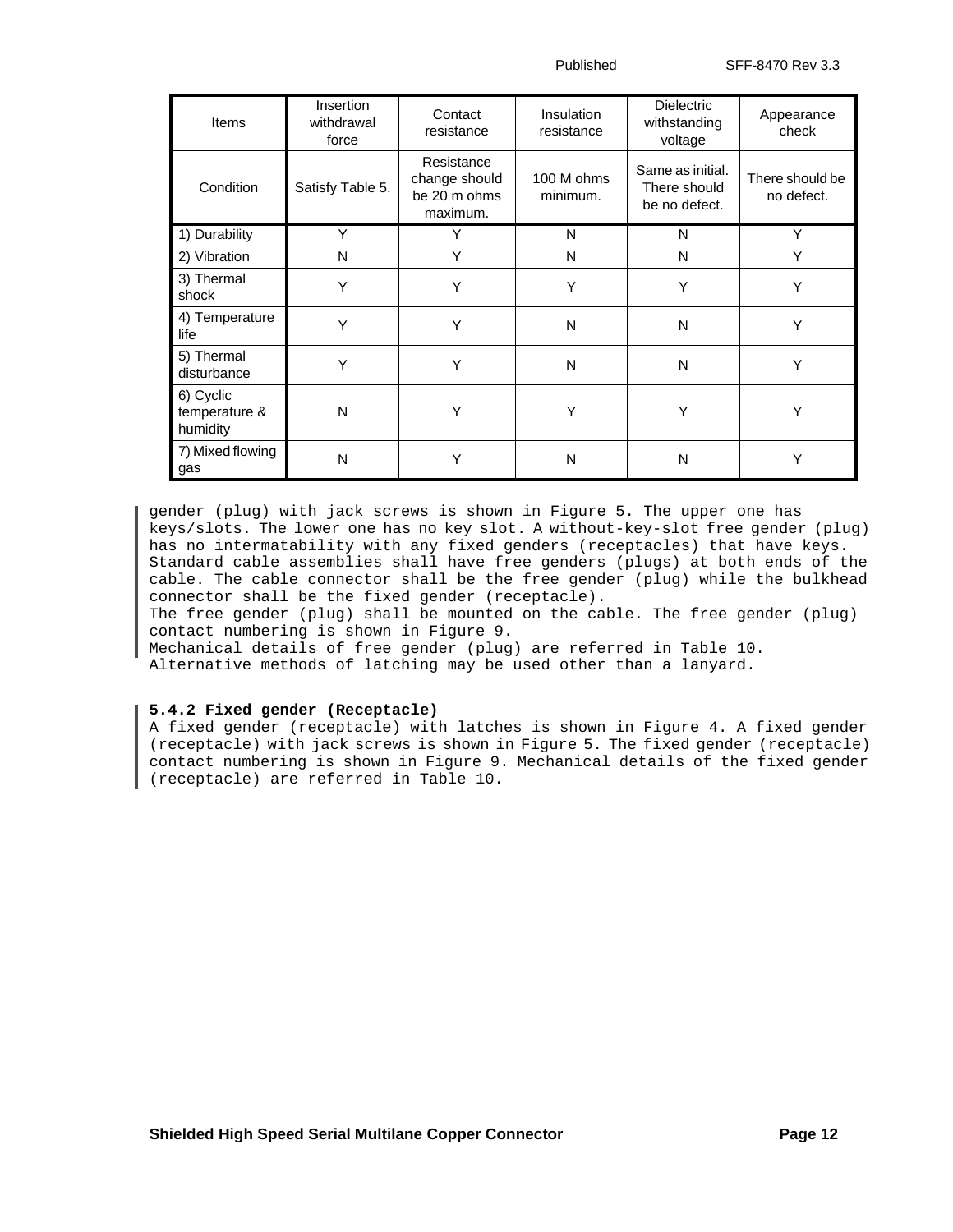| Items | Insertion withdrawal force | Contact resistance | Insulation resistance | Dielectric withstanding voltage | Appearance check |
| --- | --- | --- | --- | --- | --- |
| Condition | Satisfy Table 5. | Resistance change should be 20 m ohms maximum. | 100 M ohms minimum. | Same as initial. There should be no defect. | There should be no defect. |
| 1) Durability | Y | Y | N | N | Y |
| 2) Vibration | N | Y | N | N | Y |
| 3) Thermal shock | Y | Y | Y | Y | Y |
| 4) Temperature life | Y | Y | N | N | Y |
| 5) Thermal disturbance | Y | Y | N | N | Y |
| 6) Cyclic temperature & humidity | N | Y | Y | Y | Y |
| 7) Mixed flowing gas | N | Y | N | N | Y |

gender (plug) with jack screws is shown in Figure 5. The upper one has keys/slots. The lower one has no key slot. A without-key-slot free gender (plug) has no intermatability with any fixed genders (receptacles) that have keys. Standard cable assemblies shall have free genders (plugs) at both ends of the cable. The cable connector shall be the free gender (plug) while the bulkhead connector shall be the fixed gender (receptacle).
The free gender (plug) shall be mounted on the cable. The free gender (plug) contact numbering is shown in Figure 9.
Mechanical details of free gender (plug) are referred in Table 10.
Alternative methods of latching may be used other than a lanyard.

#### 5.4.2 Fixed gender (Receptacle)

A fixed gender (receptacle) with latches is shown in Figure 4. A fixed gender (receptacle) with jack screws is shown in Figure 5. The fixed gender (receptacle) contact numbering is shown in Figure 9. Mechanical details of the fixed gender (receptacle) are referred in Table 10.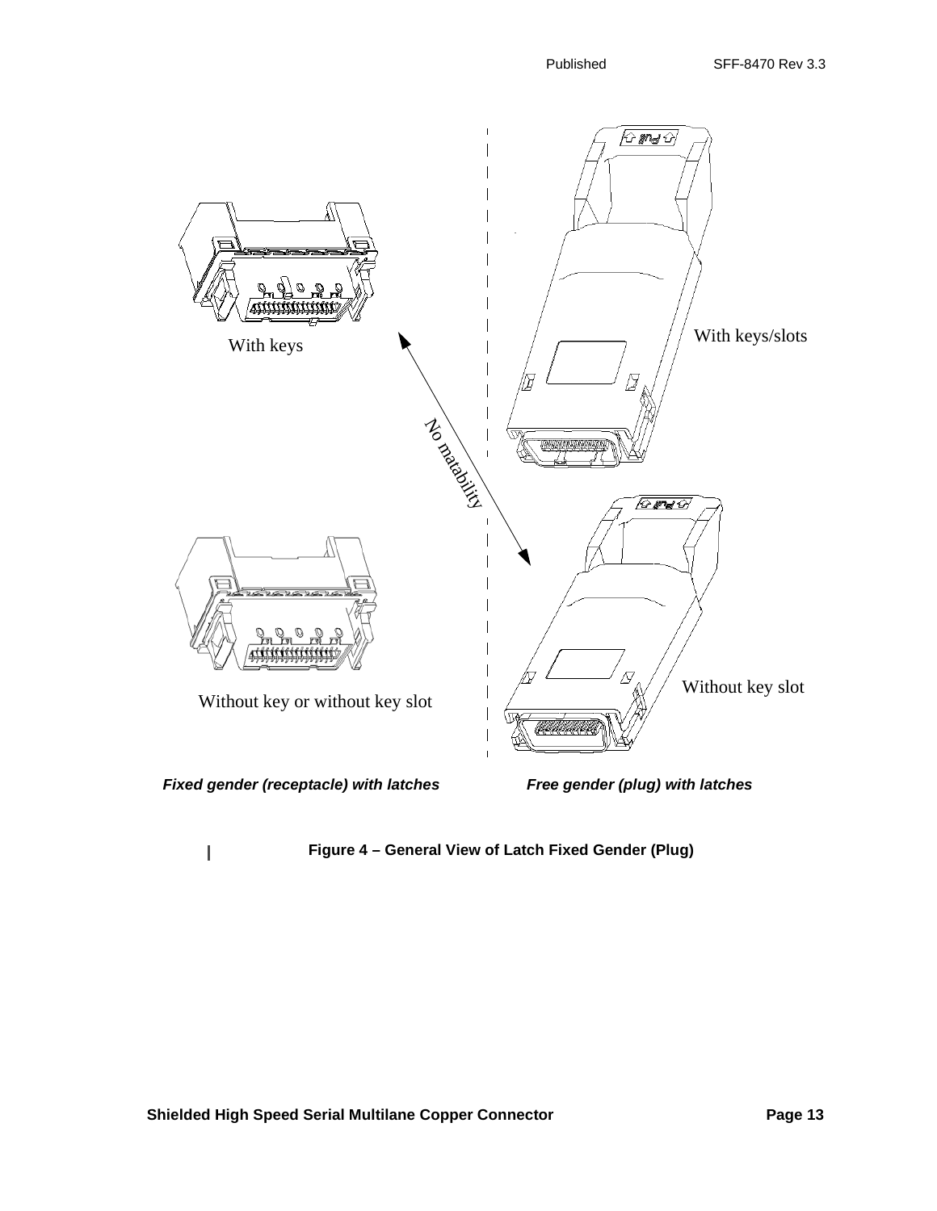With keys

With keys/slots

No matability

Without key or without key slot

Without key slot

***Fixed gender (receptacle) with latches*** ***Free gender (plug) with latches***

**Figure 4 – General View of Latch Fixed Gender (Plug)**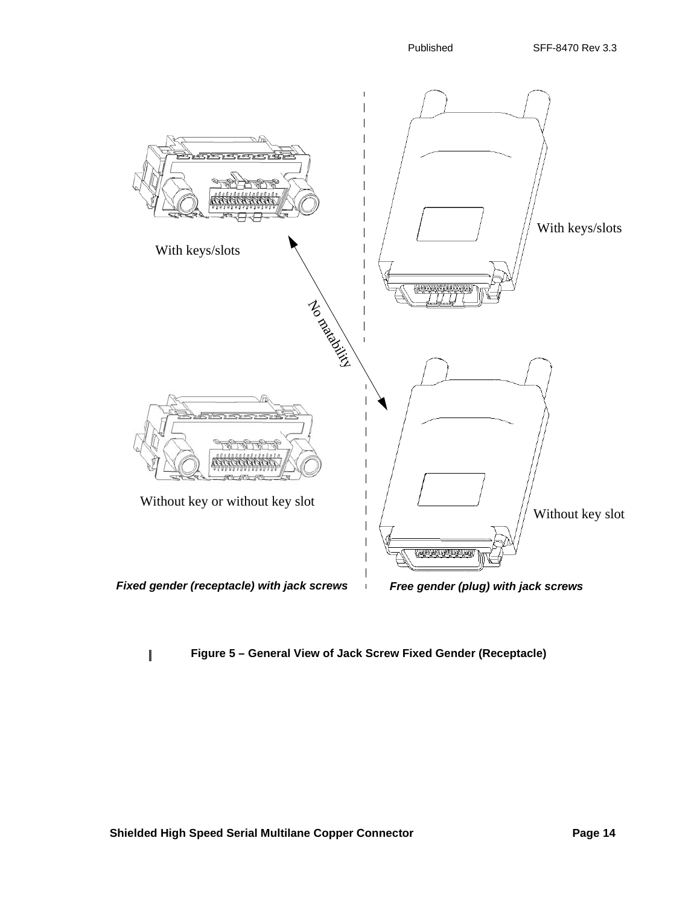With keys/slots

With keys/slots

No matability

Without key or without key slot

Without key slot

***Fixed gender (receptacle) with jack screws***

***Free gender (plug) with jack screws***

**Figure 5 – General View of Jack Screw Fixed Gender (Receptacle)**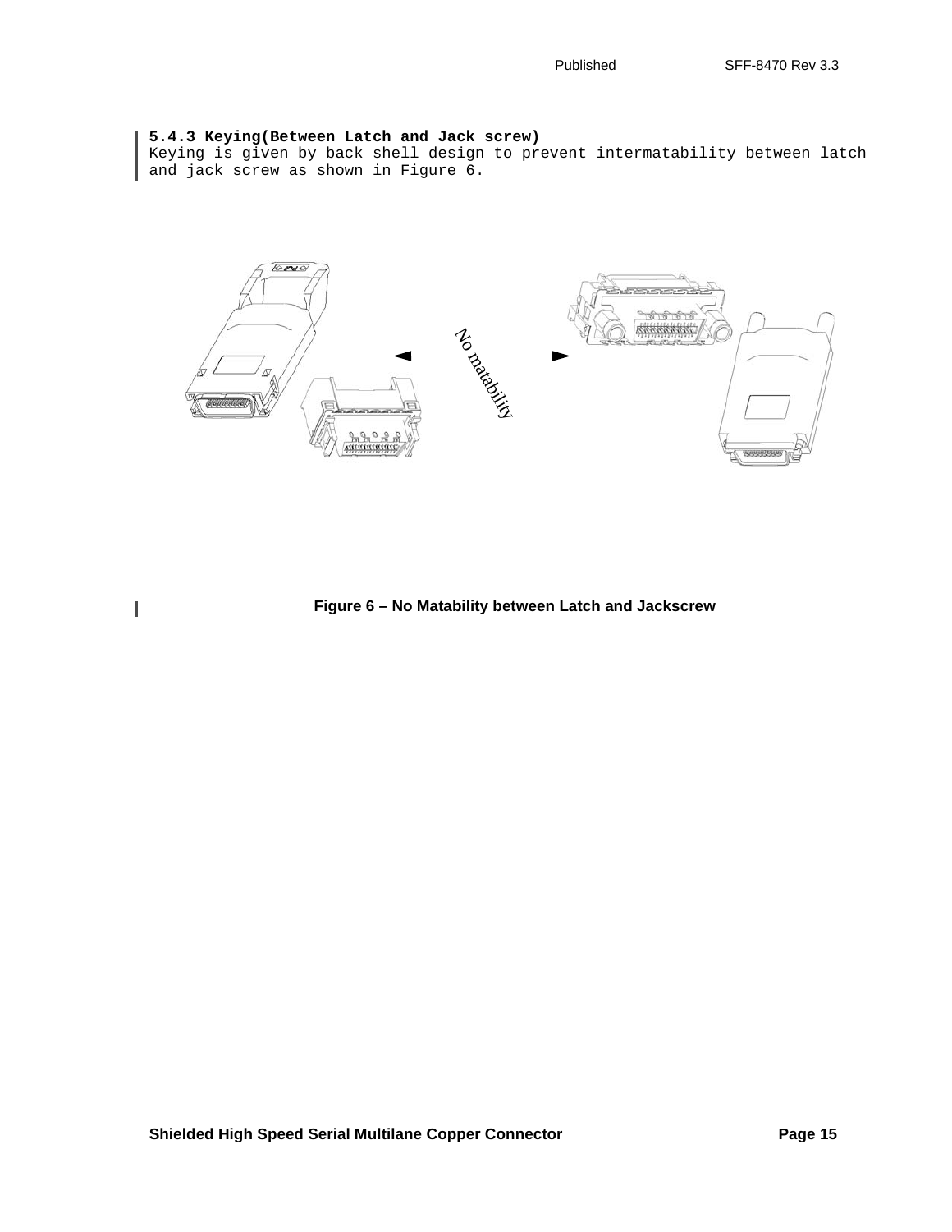### 5.4.3 Keying(Between Latch and Jack screw)

Keying is given by back shell design to prevent intermatability between latch and jack screw as shown in Figure 6.

**Figure 6 – No Matability between Latch and Jackscrew**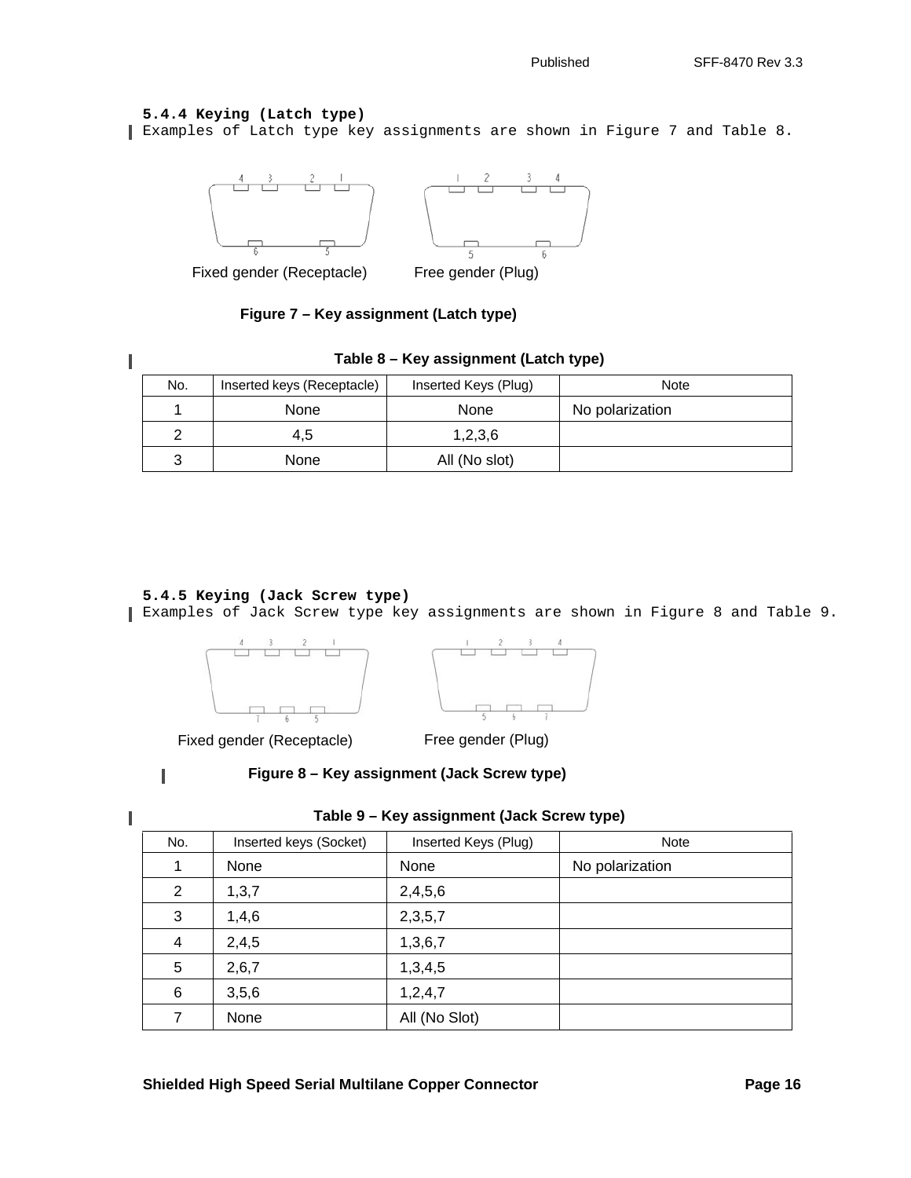### 5.4.4 Keying (Latch type)

Examples of Latch type key assignments are shown in Figure 7 and Table 8.

Fixed gender (Receptacle) Free gender (Plug)

**Figure 7 – Key assignment (Latch type)**

**Table 8 – Key assignment (Latch type)**

| No. | Inserted keys (Receptacle) | Inserted Keys (Plug) | Note |
|---|---|---|---|
| 1 | None | None | No polarization |
| 2 | 4,5 | 1,2,3,6 | |
| 3 | None | All (No slot) | |

### 5.4.5 Keying (Jack Screw type)

Examples of Jack Screw type key assignments are shown in Figure 8 and Table 9.

Fixed gender (Receptacle) Free gender (Plug)

**Figure 8 – Key assignment (Jack Screw type)**

**Table 9 – Key assignment (Jack Screw type)**

| No. | Inserted keys (Socket) | Inserted Keys (Plug) | Note |
|---|---|---|---|
| 1 | None | None | No polarization |
| 2 | 1,3,7 | 2,4,5,6 | |
| 3 | 1,4,6 | 2,3,5,7 | |
| 4 | 2,4,5 | 1,3,6,7 | |
| 5 | 2,6,7 | 1,3,4,5 | |
| 6 | 3,5,6 | 1,2,4,7 | |
| 7 | None | All (No Slot) | |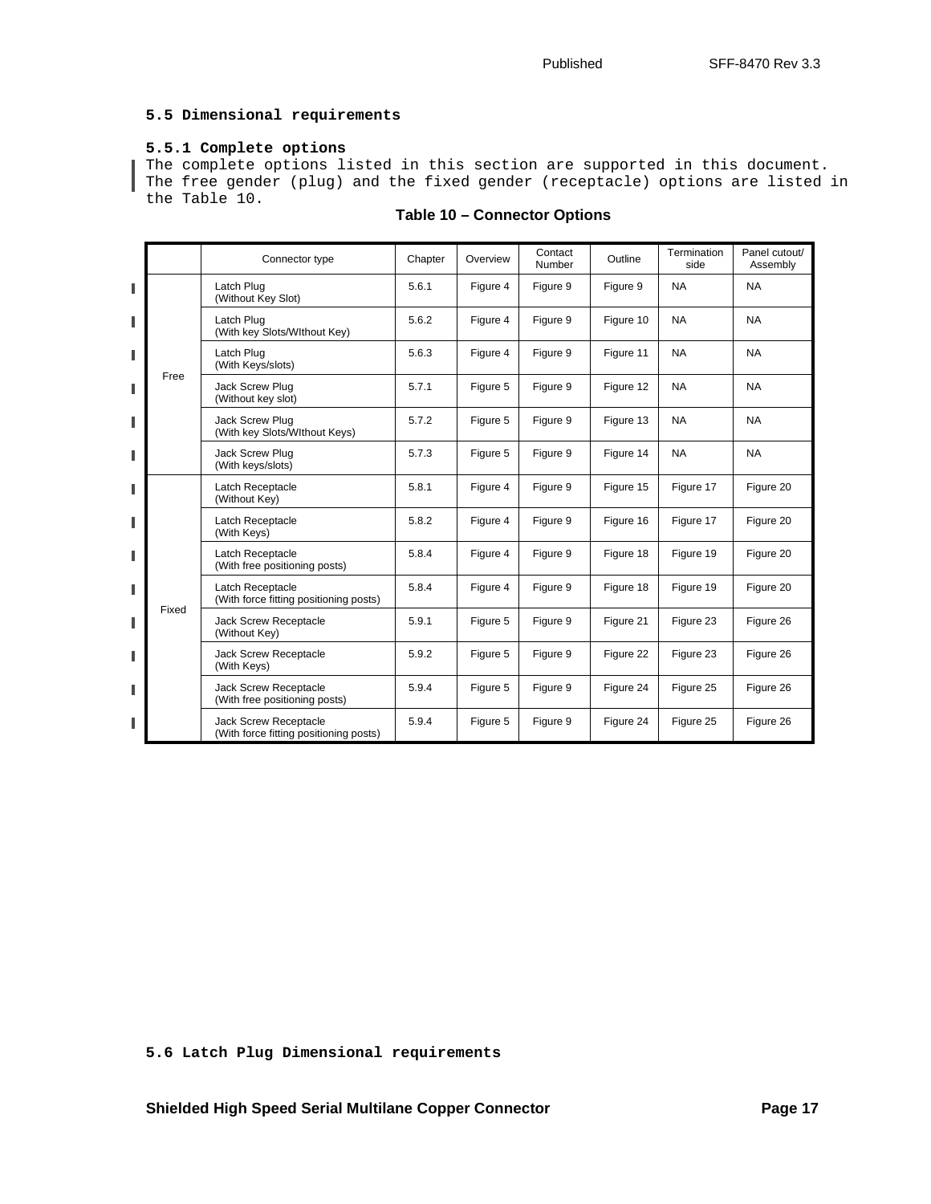## 5.5 Dimensional requirements

### 5.5.1 Complete options

The complete options listed in this section are supported in this document. The free gender (plug) and the fixed gender (receptacle) options are listed in the Table 10.

**Table 10 – Connector Options**

| | Connector type | Chapter | Overview | Contact Number | Outline | Termination side | Panel cutout/ Assembly |
|---|---|---|---|---|---|---|---|
| Free | Latch Plug (Without Key Slot) | 5.6.1 | Figure 4 | Figure 9 | Figure 9 | NA | NA |
| | Latch Plug (With key Slots/WIthout Key) | 5.6.2 | Figure 4 | Figure 9 | Figure 10 | NA | NA |
| | Latch Plug (With Keys/slots) | 5.6.3 | Figure 4 | Figure 9 | Figure 11 | NA | NA |
| | Jack Screw Plug (Without key slot) | 5.7.1 | Figure 5 | Figure 9 | Figure 12 | NA | NA |
| | Jack Screw Plug (With key Slots/WIthout Keys) | 5.7.2 | Figure 5 | Figure 9 | Figure 13 | NA | NA |
| | Jack Screw Plug (With keys/slots) | 5.7.3 | Figure 5 | Figure 9 | Figure 14 | NA | NA |
| Fixed | Latch Receptacle (Without Key) | 5.8.1 | Figure 4 | Figure 9 | Figure 15 | Figure 17 | Figure 20 |
| | Latch Receptacle (With Keys) | 5.8.2 | Figure 4 | Figure 9 | Figure 16 | Figure 17 | Figure 20 |
| | Latch Receptacle (With free positioning posts) | 5.8.4 | Figure 4 | Figure 9 | Figure 18 | Figure 19 | Figure 20 |
| | Latch Receptacle (With force fitting positioning posts) | 5.8.4 | Figure 4 | Figure 9 | Figure 18 | Figure 19 | Figure 20 |
| | Jack Screw Receptacle (Without Key) | 5.9.1 | Figure 5 | Figure 9 | Figure 21 | Figure 23 | Figure 26 |
| | Jack Screw Receptacle (With Keys) | 5.9.2 | Figure 5 | Figure 9 | Figure 22 | Figure 23 | Figure 26 |
| | Jack Screw Receptacle (With free positioning posts) | 5.9.4 | Figure 5 | Figure 9 | Figure 24 | Figure 25 | Figure 26 |
| | Jack Screw Receptacle (With force fitting positioning posts) | 5.9.4 | Figure 5 | Figure 9 | Figure 24 | Figure 25 | Figure 26 |

## 5.6 Latch Plug Dimensional requirements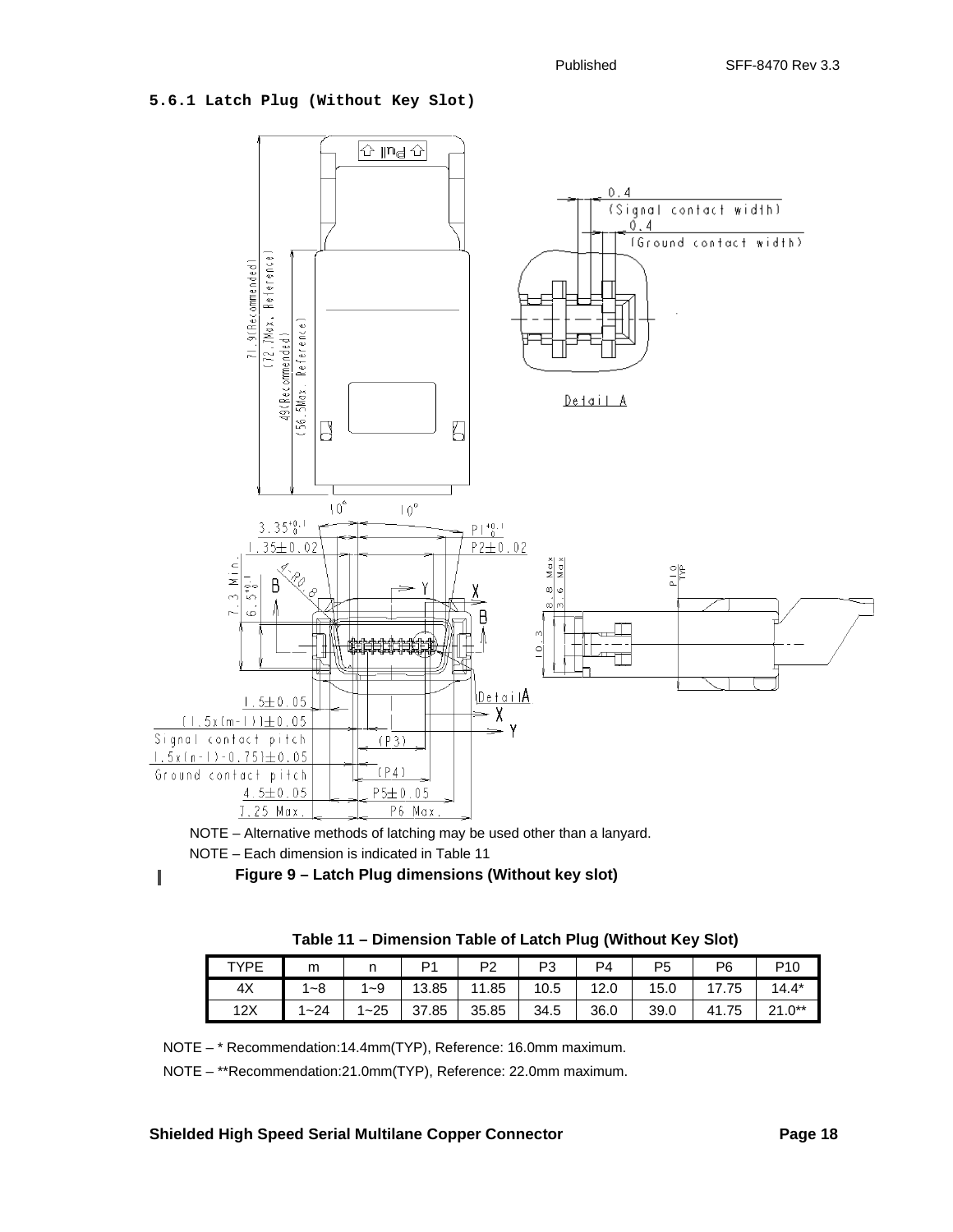### 5.6.1 Latch Plug (Without Key Slot)

NOTE – Alternative methods of latching may be used other than a lanyard.

NOTE – Each dimension is indicated in Table 11

**Figure 9 – Latch Plug dimensions (Without key slot)**

**Table 11 – Dimension Table of Latch Plug (Without Key Slot)**

| TYPE | m | n | P1 | P2 | P3 | P4 | P5 | P6 | P10 |
|---|---|---|---|---|---|---|---|---|---|
| 4X | 1~8 | 1~9 | 13.85 | 11.85 | 10.5 | 12.0 | 15.0 | 17.75 | 14.4* |
| 12X | 1~24 | 1~25 | 37.85 | 35.85 | 34.5 | 36.0 | 39.0 | 41.75 | 21.0** |

NOTE – * Recommendation:14.4mm(TYP), Reference: 16.0mm maximum.

NOTE – **Recommendation:21.0mm(TYP), Reference: 22.0mm maximum.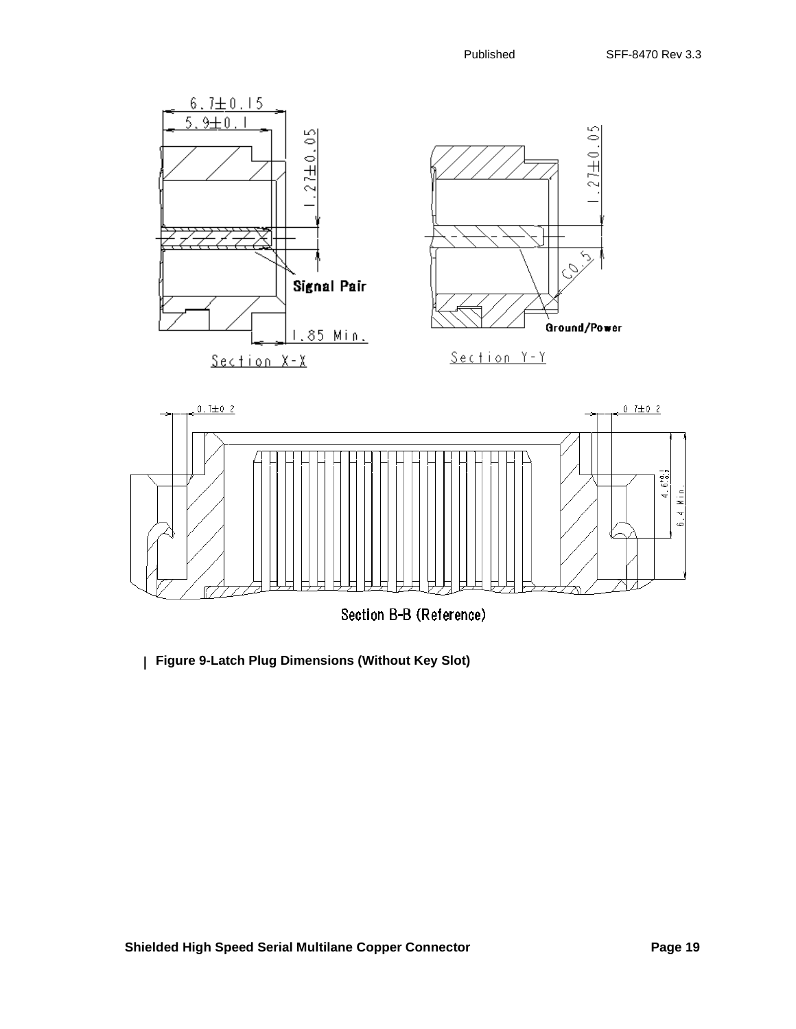Figure 9-Latch Plug Dimensions (Without Key Slot)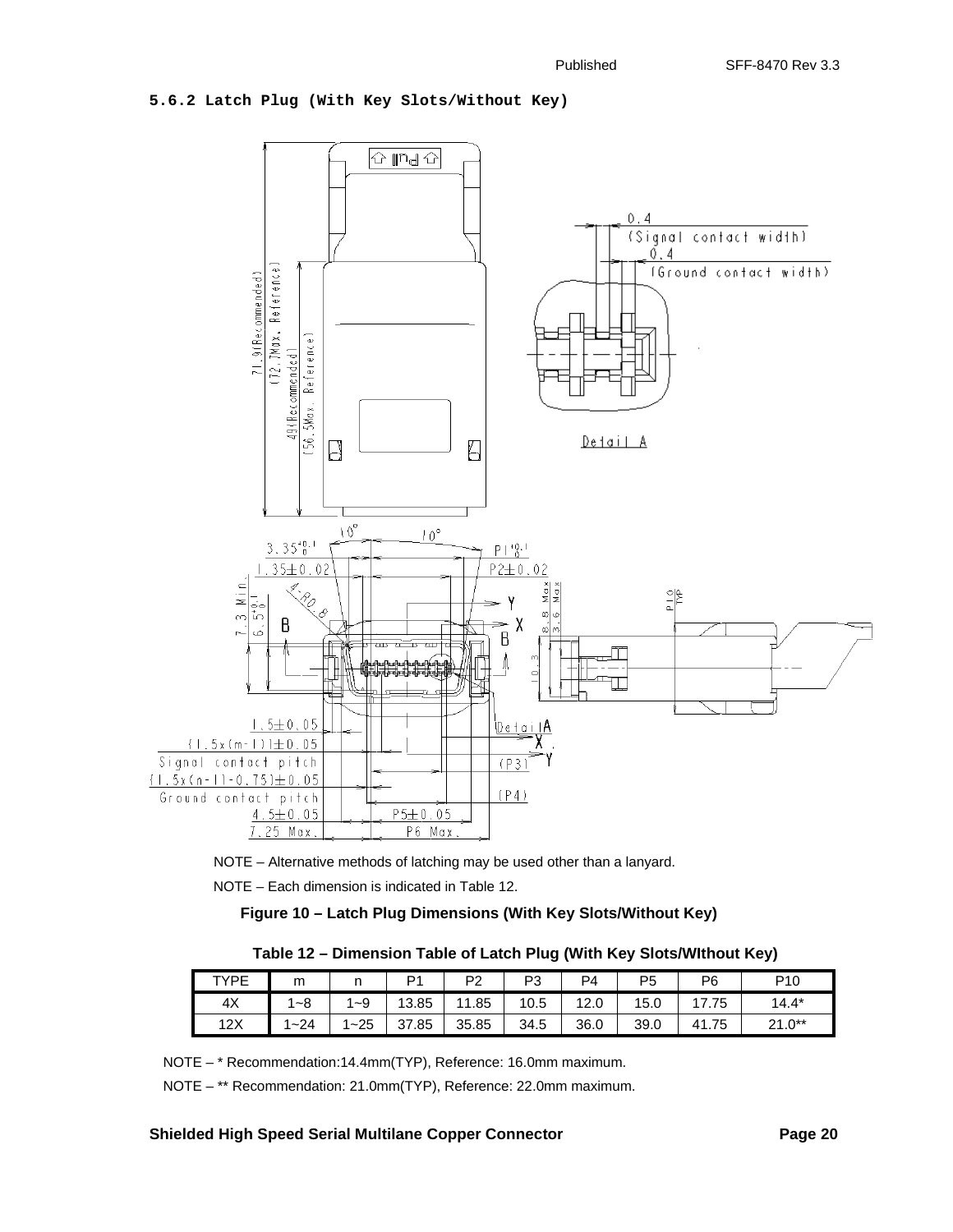### 5.6.2 Latch Plug (With Key Slots/Without Key)

NOTE – Alternative methods of latching may be used other than a lanyard.

NOTE – Each dimension is indicated in Table 12.

**Figure 10 – Latch Plug Dimensions (With Key Slots/Without Key)**

**Table 12 – Dimension Table of Latch Plug (With Key Slots/WIthout Key)**

| TYPE | m | n | P1 | P2 | P3 | P4 | P5 | P6 | P10 |
|---|---|---|---|---|---|---|---|---|---|
| 4X | 1~8 | 1~9 | 13.85 | 11.85 | 10.5 | 12.0 | 15.0 | 17.75 | 14.4* |
| 12X | 1~24 | 1~25 | 37.85 | 35.85 | 34.5 | 36.0 | 39.0 | 41.75 | 21.0** |

NOTE – * Recommendation:14.4mm(TYP), Reference: 16.0mm maximum.

NOTE – ** Recommendation: 21.0mm(TYP), Reference: 22.0mm maximum.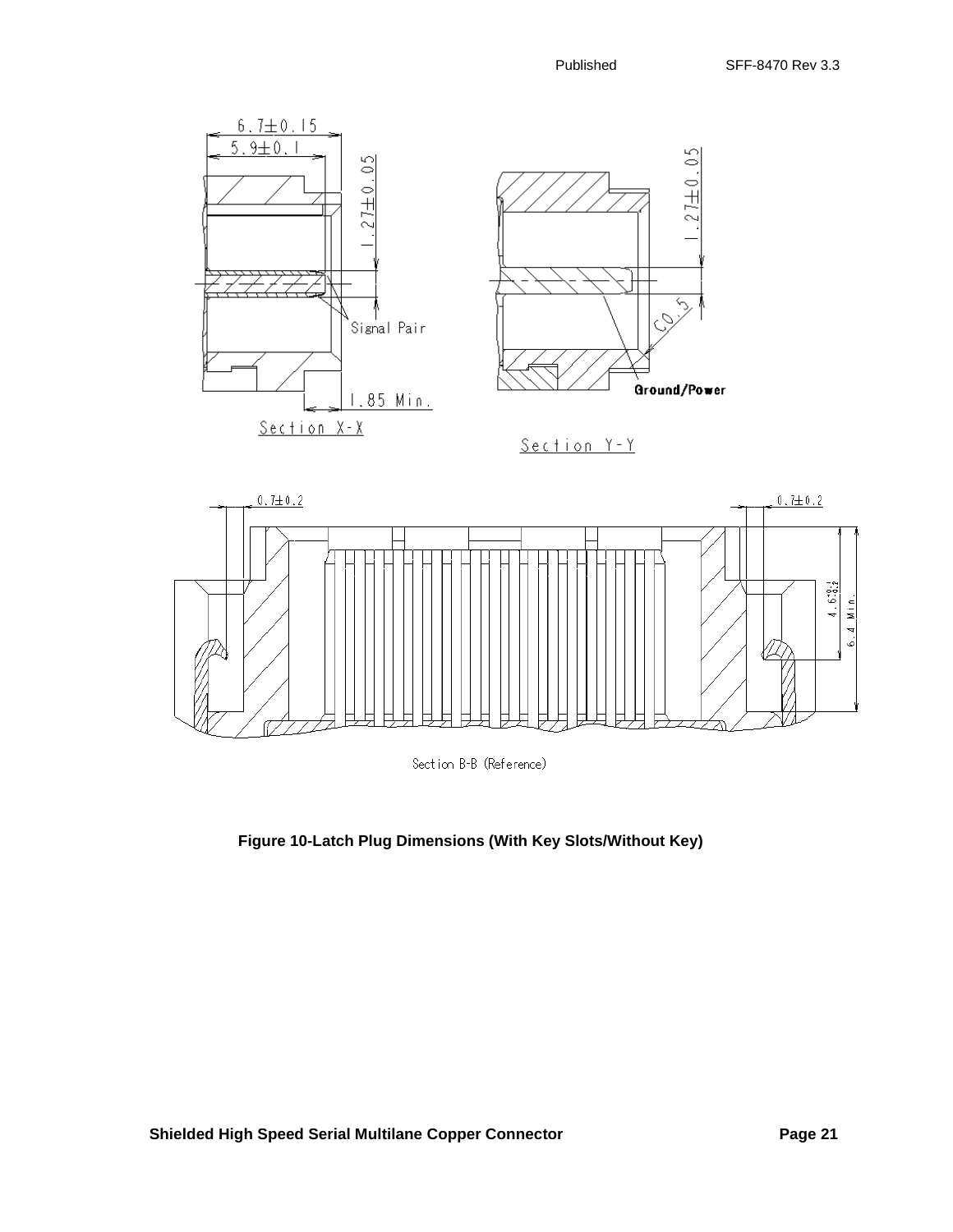Figure 10-Latch Plug Dimensions (With Key Slots/Without Key)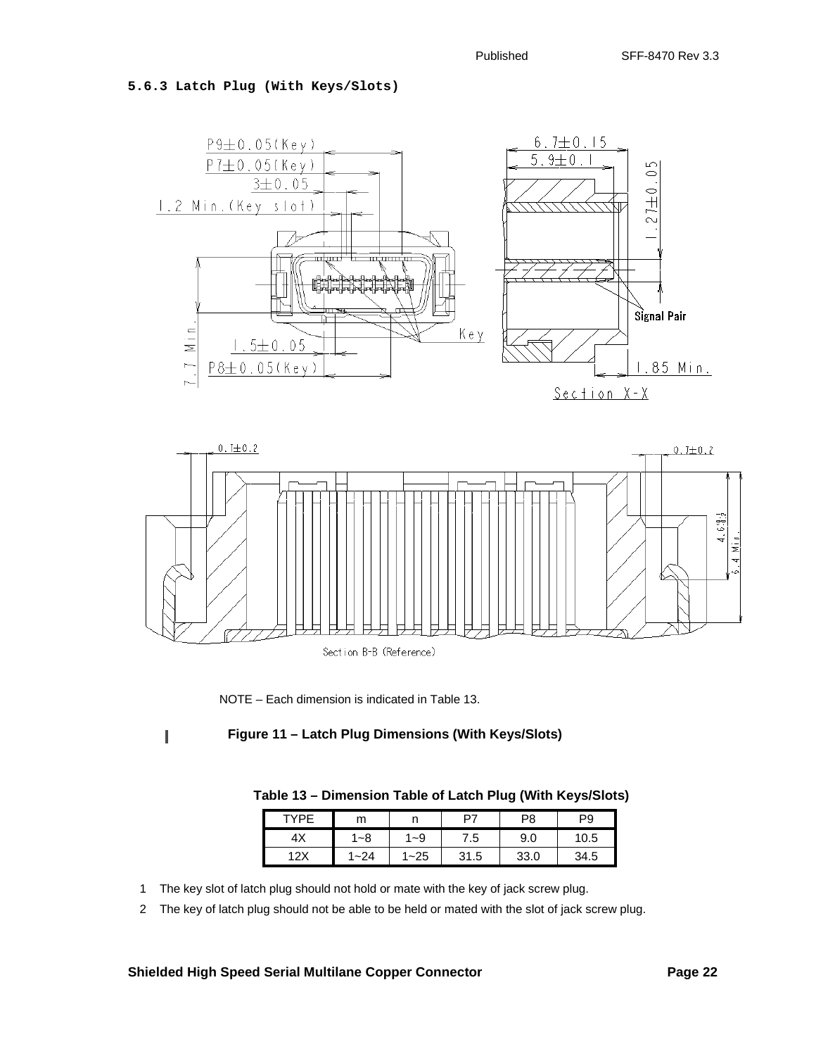### 5.6.3 Latch Plug (With Keys/Slots)

NOTE – Each dimension is indicated in Table 13.

**Figure 11 – Latch Plug Dimensions (With Keys/Slots)**

**Table 13 – Dimension Table of Latch Plug (With Keys/Slots)**

| TYPE | m | n | P7 | P8 | P9 |
|---|---|---|---|---|---|
| 4X | 1~8 | 1~9 | 7.5 | 9.0 | 10.5 |
| 12X | 1~24 | 1~25 | 31.5 | 33.0 | 34.5 |

1. The key slot of latch plug should not hold or mate with the key of jack screw plug.
2. The key of latch plug should not be able to be held or mated with the slot of jack screw plug.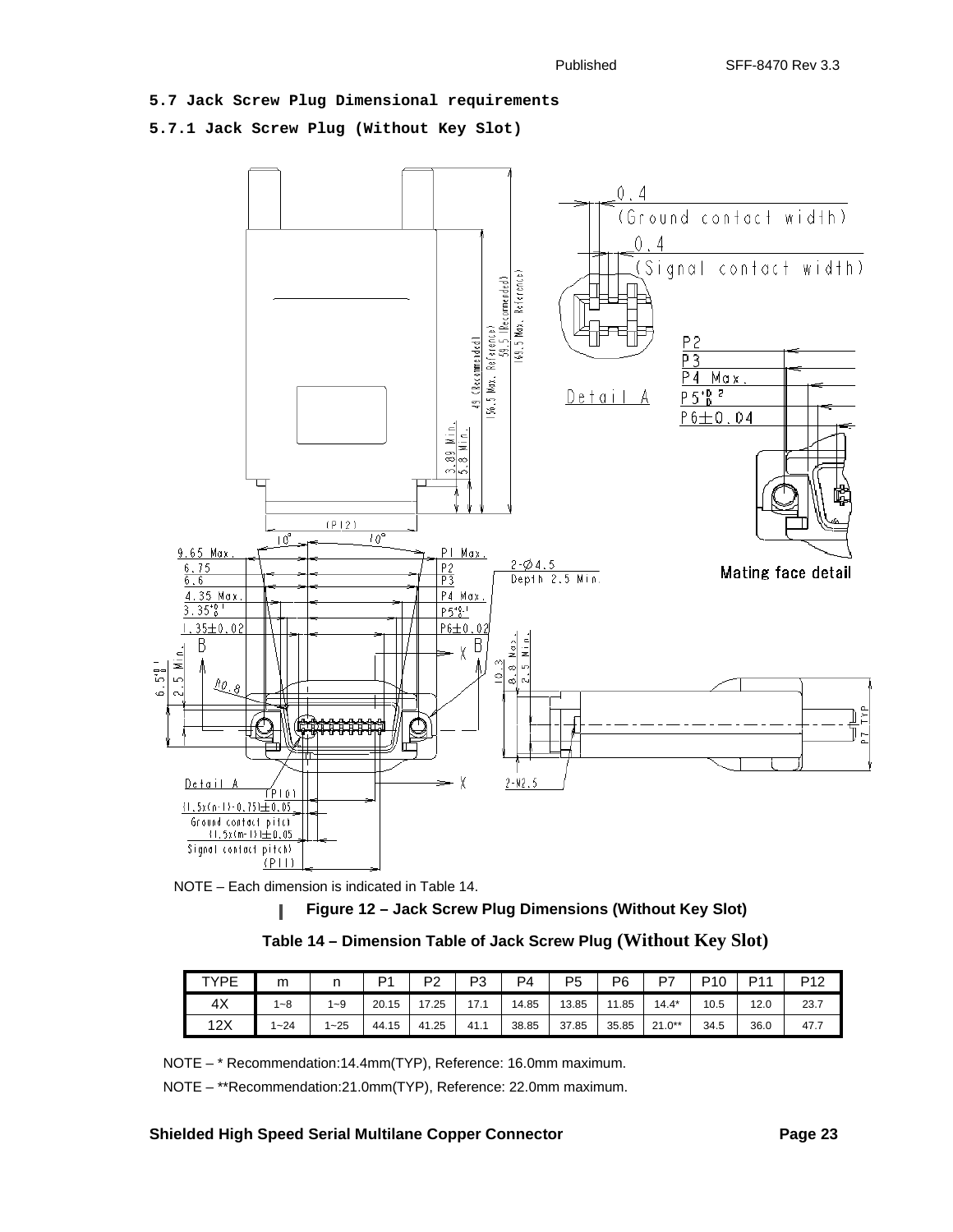### 5.7 Jack Screw Plug Dimensional requirements

#### 5.7.1 Jack Screw Plug (Without Key Slot)

NOTE – Each dimension is indicated in Table 14.

**Figure 12 – Jack Screw Plug Dimensions (Without Key Slot)**

**Table 14 – Dimension Table of Jack Screw Plug (Without Key Slot)**

| TYPE | m | n | P1 | P2 | P3 | P4 | P5 | P6 | P7 | P10 | P11 | P12 |
|---|---|---|---|---|---|---|---|---|---|---|---|---|
| 4X | 1~8 | 1~9 | 20.15 | 17.25 | 17.1 | 14.85 | 13.85 | 11.85 | 14.4* | 10.5 | 12.0 | 23.7 |
| 12X | 1~24 | 1~25 | 44.15 | 41.25 | 41.1 | 38.85 | 37.85 | 35.85 | 21.0** | 34.5 | 36.0 | 47.7 |

NOTE – * Recommendation:14.4mm(TYP), Reference: 16.0mm maximum.

NOTE – **Recommendation:21.0mm(TYP), Reference: 22.0mm maximum.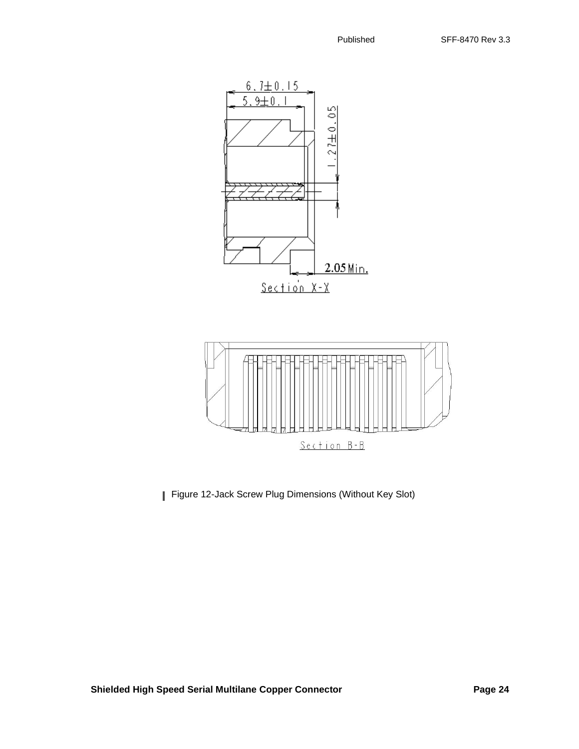Figure 12-Jack Screw Plug Dimensions (Without Key Slot)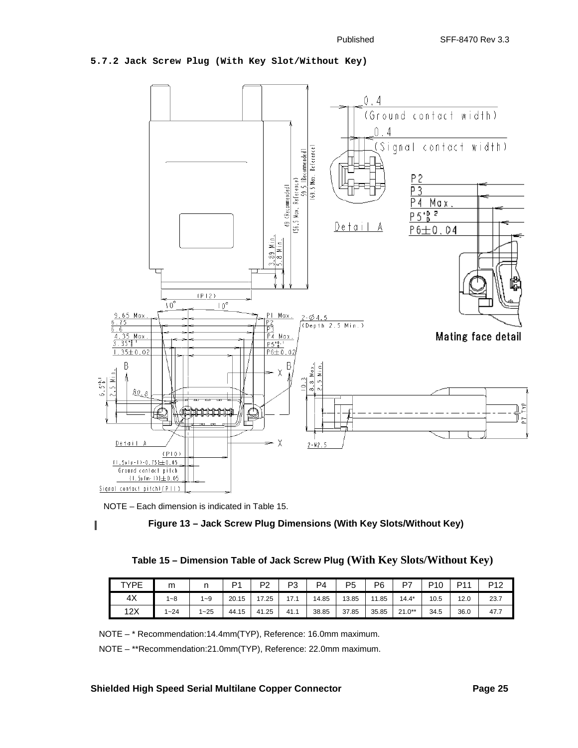### 5.7.2 Jack Screw Plug (With Key Slot/Without Key)

NOTE – Each dimension is indicated in Table 15.

**Figure 13 – Jack Screw Plug Dimensions (With Key Slots/Without Key)**

**Table 15 – Dimension Table of Jack Screw Plug (With Key Slots/Without Key)**

| TYPE | m | n | P1 | P2 | P3 | P4 | P5 | P6 | P7 | P10 | P11 | P12 |
|---|---|---|---|---|---|---|---|---|---|---|---|---|
| 4X | 1~8 | 1~9 | 20.15 | 17.25 | 17.1 | 14.85 | 13.85 | 11.85 | 14.4* | 10.5 | 12.0 | 23.7 |
| 12X | 1~24 | 1~25 | 44.15 | 41.25 | 41.1 | 38.85 | 37.85 | 35.85 | 21.0** | 34.5 | 36.0 | 47.7 |

NOTE – * Recommendation:14.4mm(TYP), Reference: 16.0mm maximum.

NOTE – **Recommendation:21.0mm(TYP), Reference: 22.0mm maximum.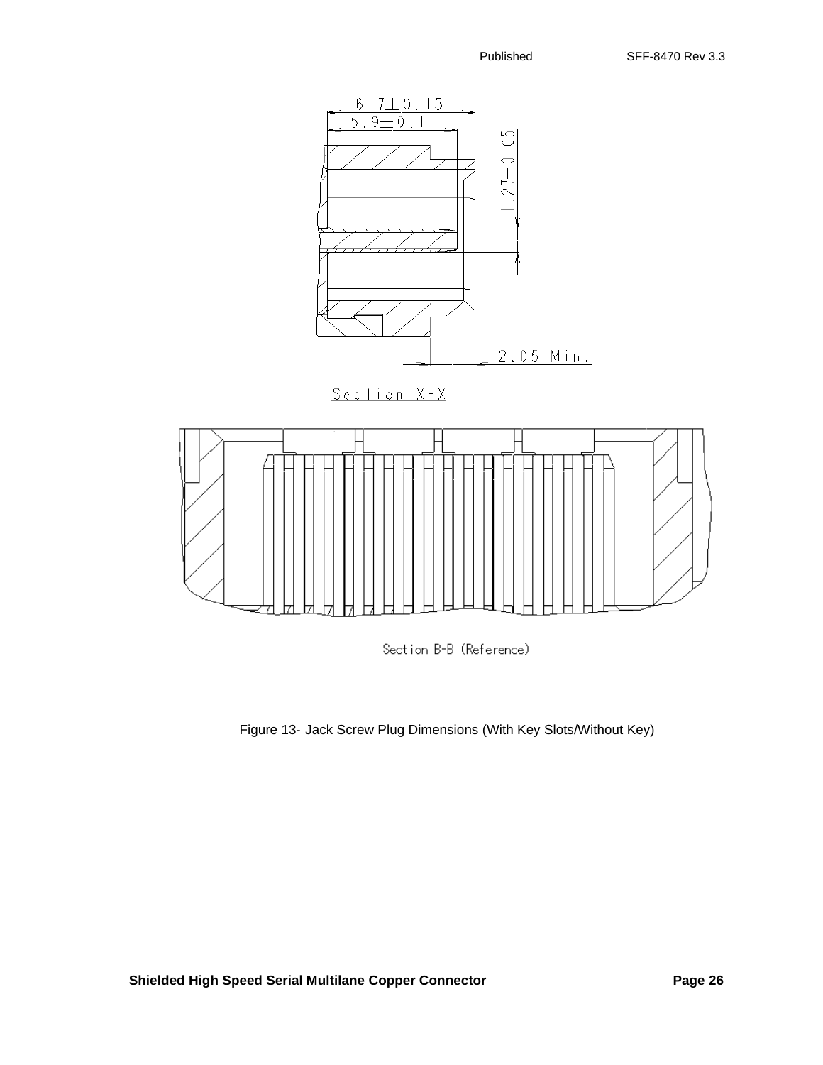6.7±0.15

5.9±0.1

1.27±0.05

2.05 Min.

Section X-X

Section B-B (Reference)

Figure 13- Jack Screw Plug Dimensions (With Key Slots/Without Key)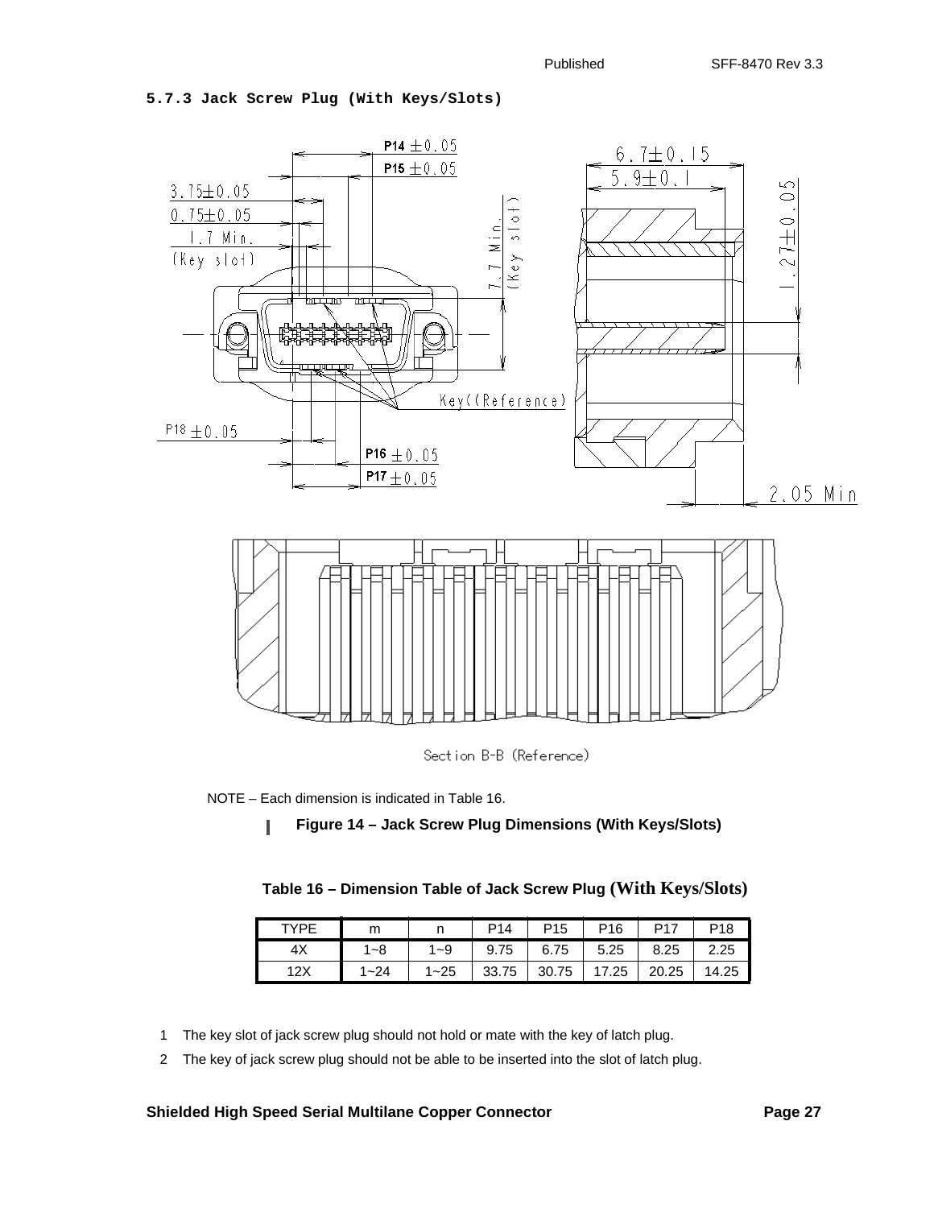### 5.7.3 Jack Screw Plug (With Keys/Slots)

NOTE – Each dimension is indicated in Table 16.

**Figure 14 – Jack Screw Plug Dimensions (With Keys/Slots)**

**Table 16 – Dimension Table of Jack Screw Plug (With Keys/Slots)**

| TYPE | m | n | P14 | P15 | P16 | P17 | P18 |
|---|---|---|---|---|---|---|---|
| 4X | 1~8 | 1~9 | 9.75 | 6.75 | 5.25 | 8.25 | 2.25 |
| 12X | 1~24 | 1~25 | 33.75 | 30.75 | 17.25 | 20.25 | 14.25 |

1. The key slot of jack screw plug should not hold or mate with the key of latch plug.
2. The key of jack screw plug should not be able to be inserted into the slot of latch plug.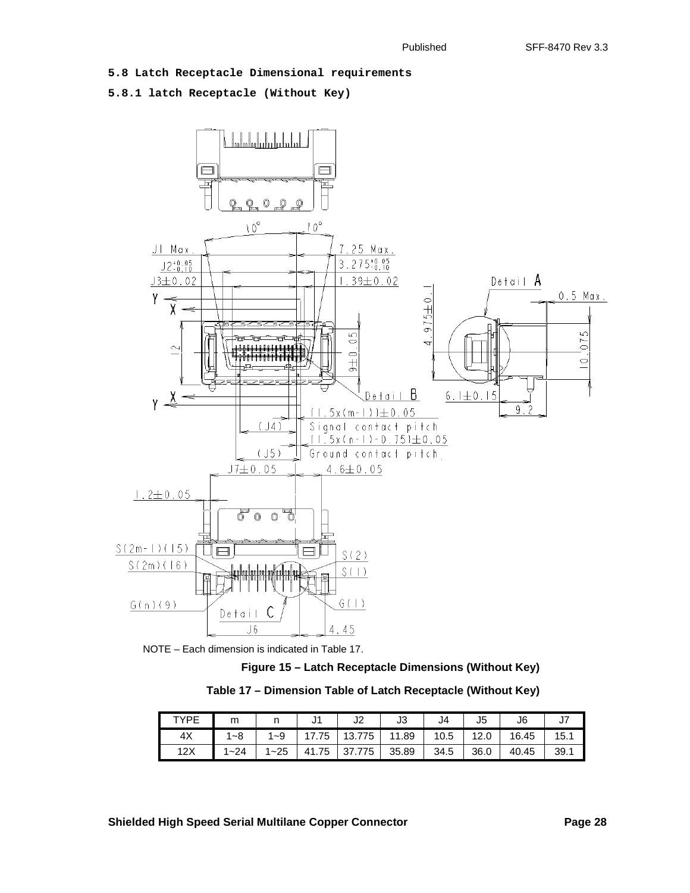## 5.8 Latch Receptacle Dimensional requirements

### 5.8.1 latch Receptacle (Without Key)

NOTE – Each dimension is indicated in Table 17.

**Figure 15 – Latch Receptacle Dimensions (Without Key)**

**Table 17 – Dimension Table of Latch Receptacle (Without Key)**

| TYPE | m | n | J1 | J2 | J3 | J4 | J5 | J6 | J7 |
|---|---|---|---|---|---|---|---|---|---|
| 4X | 1~8 | 1~9 | 17.75 | 13.775 | 11.89 | 10.5 | 12.0 | 16.45 | 15.1 |
| 12X | 1~24 | 1~25 | 41.75 | 37.775 | 35.89 | 34.5 | 36.0 | 40.45 | 39.1 |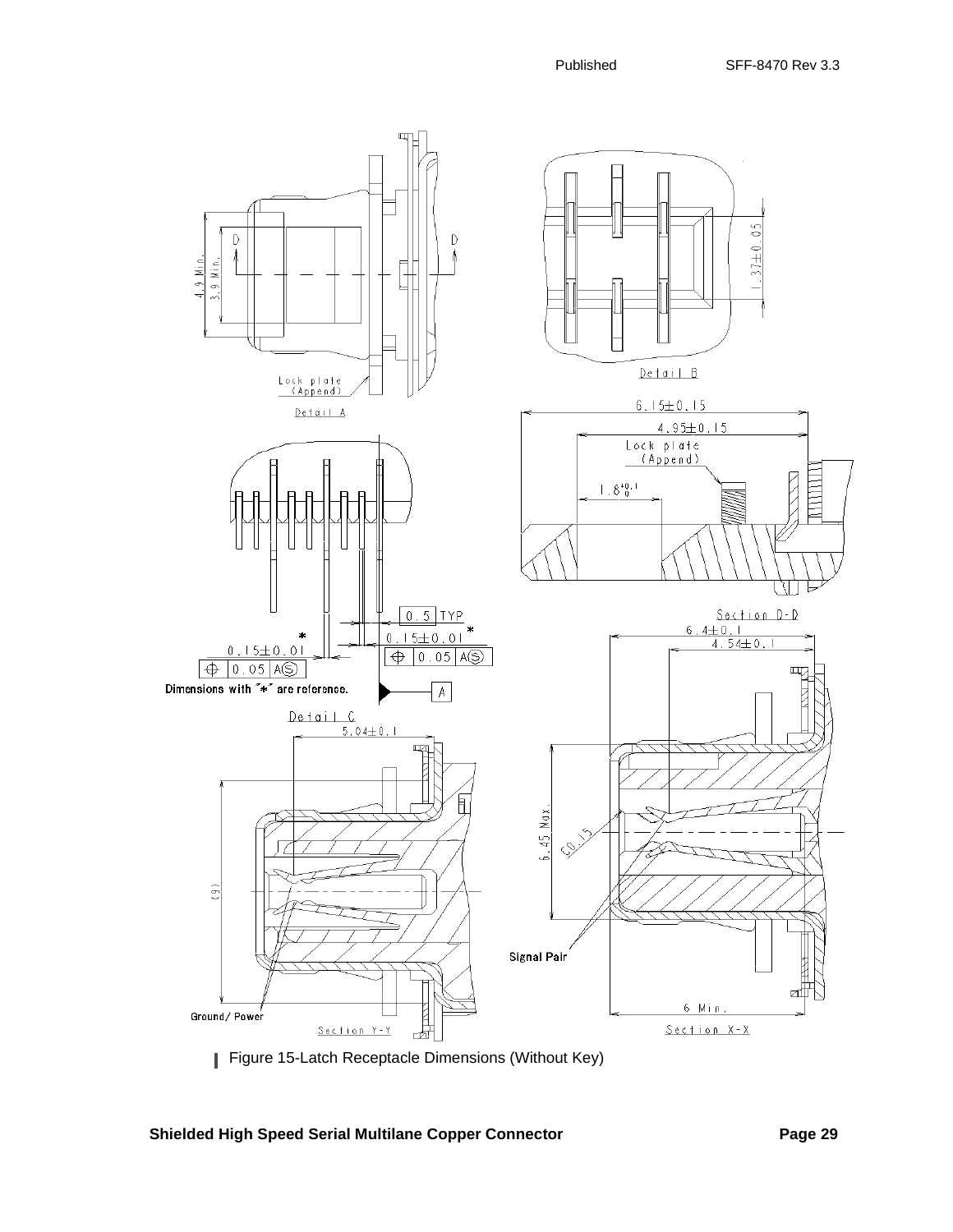Figure 15-Latch Receptacle Dimensions (Without Key)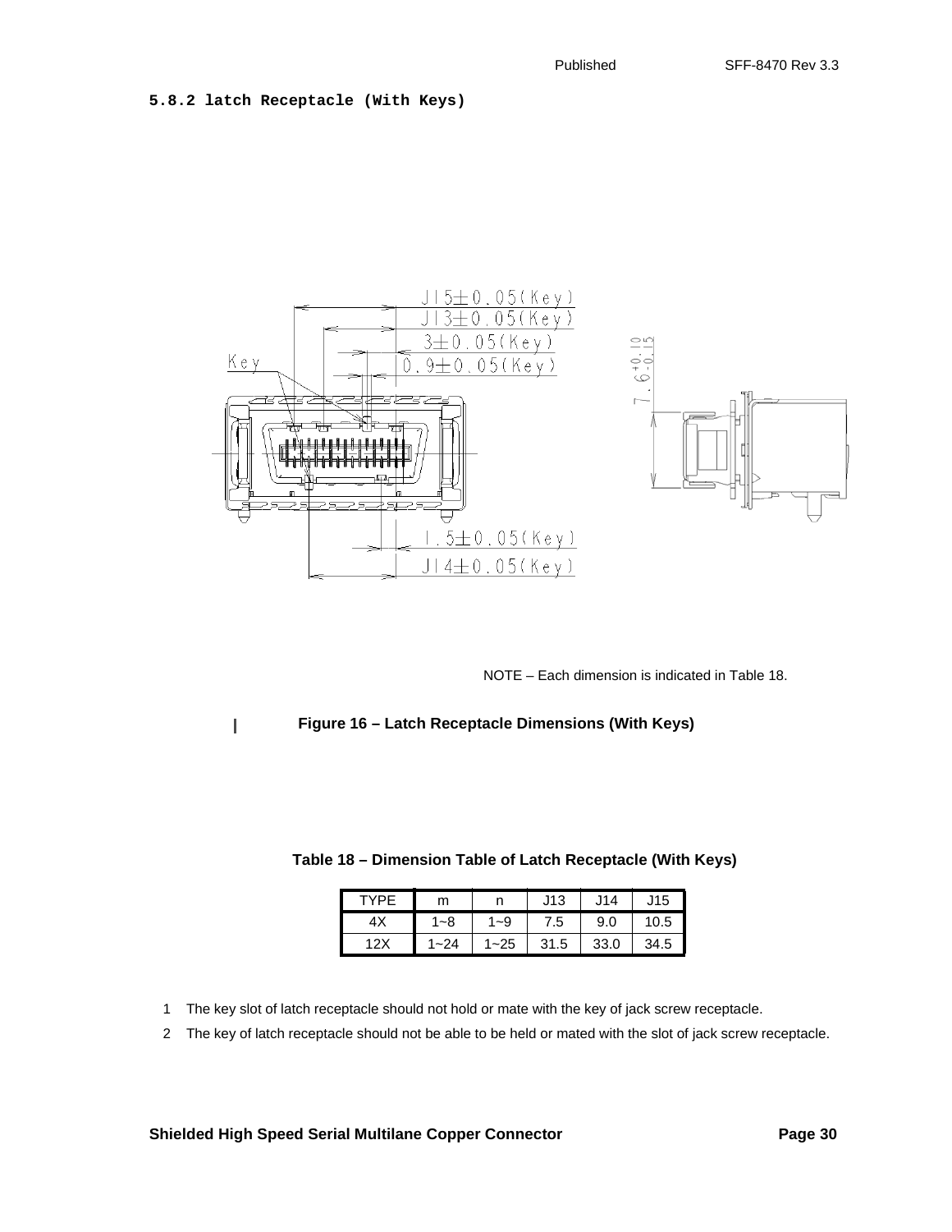### 5.8.2 latch Receptacle (With Keys)

NOTE – Each dimension is indicated in Table 18.

**Figure 16 – Latch Receptacle Dimensions (With Keys)**

**Table 18 – Dimension Table of Latch Receptacle (With Keys)**

| TYPE | m | n | J13 | J14 | J15 |
|---|---|---|---|---|---|
| 4X | 1~8 | 1~9 | 7.5 | 9.0 | 10.5 |
| 12X | 1~24 | 1~25 | 31.5 | 33.0 | 34.5 |

1 The key slot of latch receptacle should not hold or mate with the key of jack screw receptacle.

2 The key of latch receptacle should not be able to be held or mated with the slot of jack screw receptacle.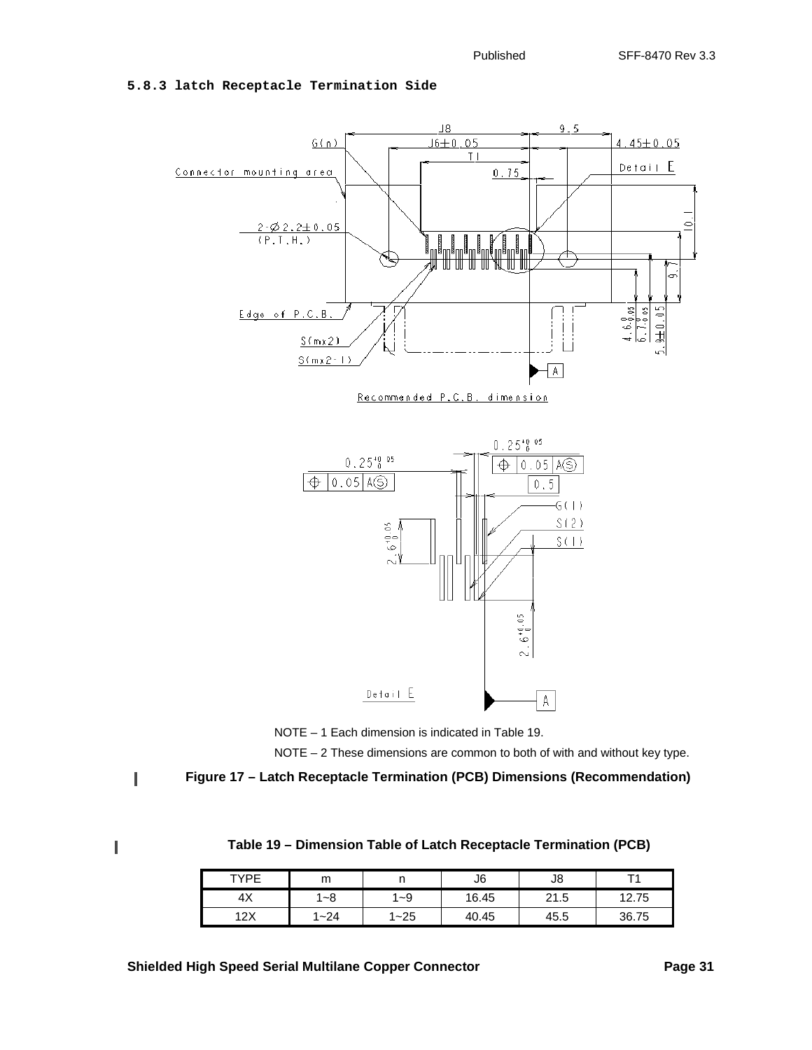### 5.8.3 latch Receptacle Termination Side

NOTE – 1 Each dimension is indicated in Table 19.

NOTE – 2 These dimensions are common to both of with and without key type.

**Figure 17 – Latch Receptacle Termination (PCB) Dimensions (Recommendation)**

**Table 19 – Dimension Table of Latch Receptacle Termination (PCB)**

| TYPE | m | n | J6 | J8 | T1 |
|---|---|---|---|---|---|
| 4X | 1~8 | 1~9 | 16.45 | 21.5 | 12.75 |
| 12X | 1~24 | 1~25 | 40.45 | 45.5 | 36.75 |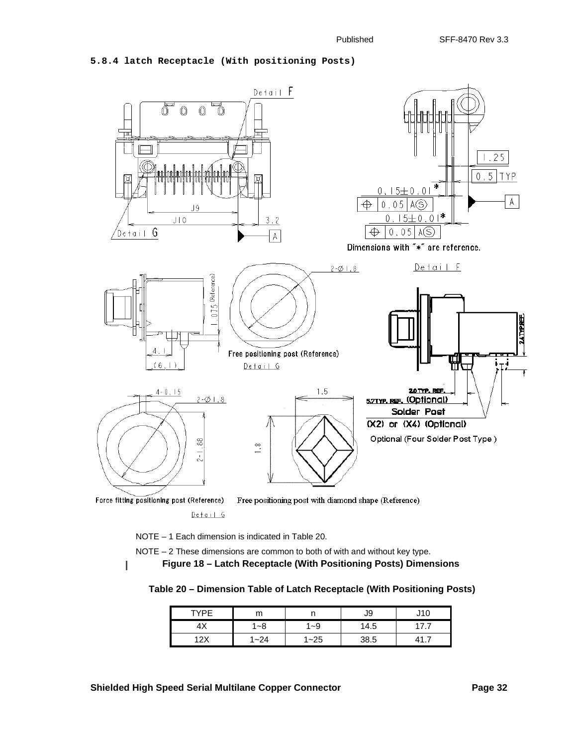### 5.8.4 latch Receptacle (With positioning Posts)

NOTE – 1 Each dimension is indicated in Table 20.

NOTE – 2 These dimensions are common to both of with and without key type.

**Figure 18 – Latch Receptacle (With Positioning Posts) Dimensions**

**Table 20 – Dimension Table of Latch Receptacle (With Positioning Posts)**

| TYPE | m | n | J9 | J10 |
|---|---|---|---|---|
| 4X | 1~8 | 1~9 | 14.5 | 17.7 |
| 12X | 1~24 | 1~25 | 38.5 | 41.7 |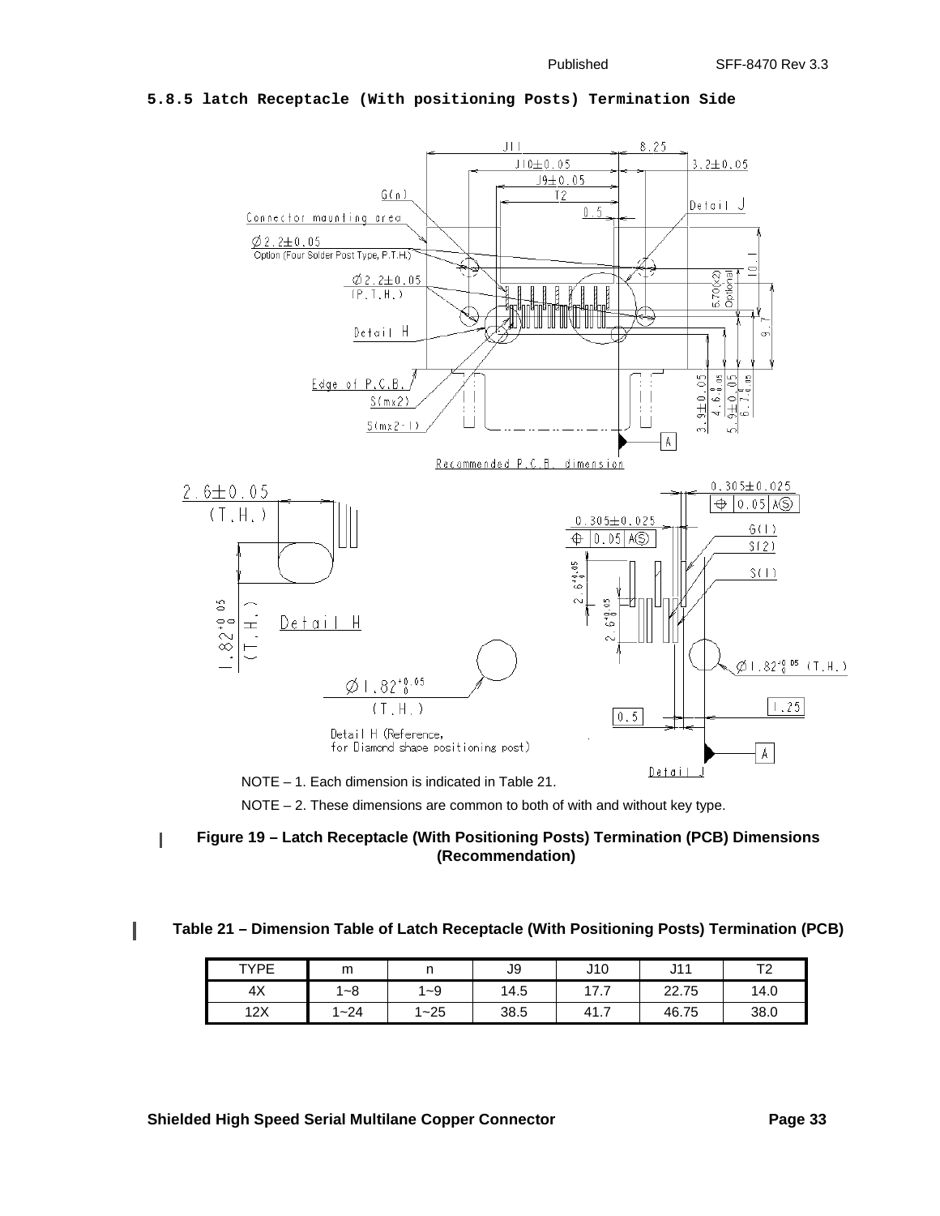### 5.8.5 latch Receptacle (With positioning Posts) Termination Side

NOTE – 1. Each dimension is indicated in Table 21.

NOTE – 2. These dimensions are common to both of with and without key type.

**Figure 19 – Latch Receptacle (With Positioning Posts) Termination (PCB) Dimensions (Recommendation)**

**Table 21 – Dimension Table of Latch Receptacle (With Positioning Posts) Termination (PCB)**

| TYPE | m | n | J9 | J10 | J11 | T2 |
|---|---|---|---|---|---|---|
| 4X | 1~8 | 1~9 | 14.5 | 17.7 | 22.75 | 14.0 |
| 12X | 1~24 | 1~25 | 38.5 | 41.7 | 46.75 | 38.0 |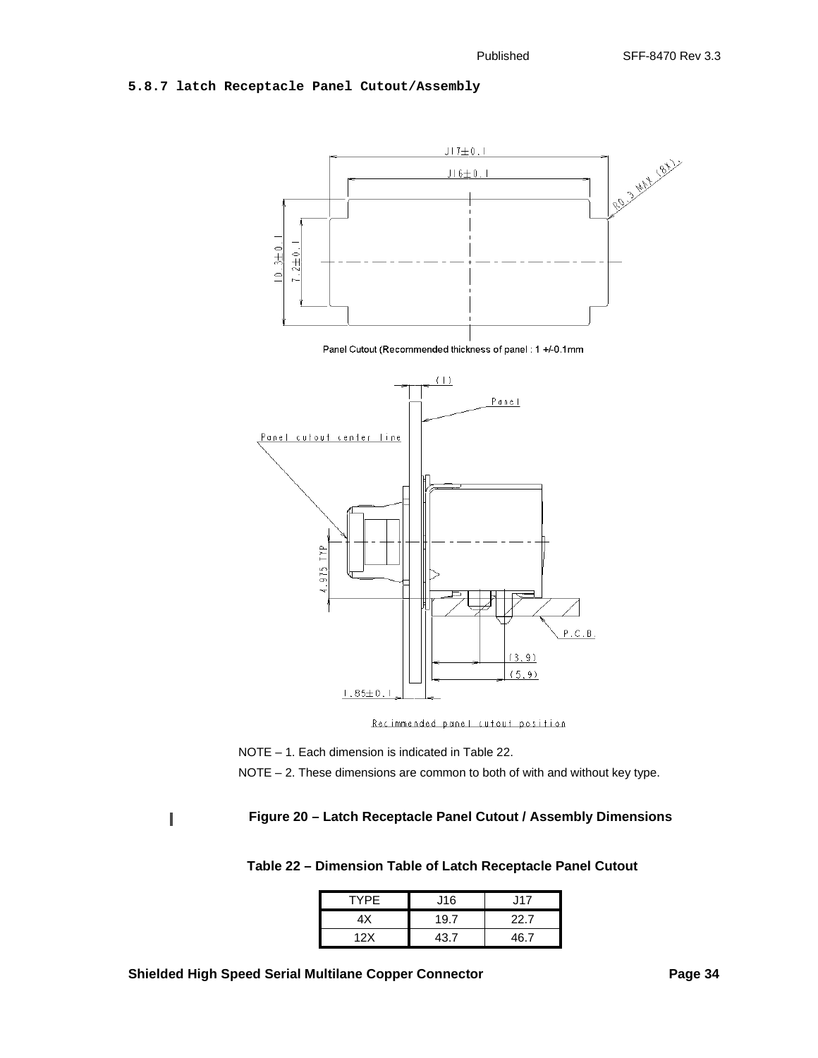### 5.8.7 latch Receptacle Panel Cutout/Assembly

Panel Cutout (Recommended thickness of panel : 1 +/-0.1mm

NOTE – 1. Each dimension is indicated in Table 22.

NOTE – 2. These dimensions are common to both of with and without key type.

**Figure 20 – Latch Receptacle Panel Cutout / Assembly Dimensions**

**Table 22 – Dimension Table of Latch Receptacle Panel Cutout**

| TYPE | J16 | J17 |
|---|---|---|
| 4X | 19.7 | 22.7 |
| 12X | 43.7 | 46.7 |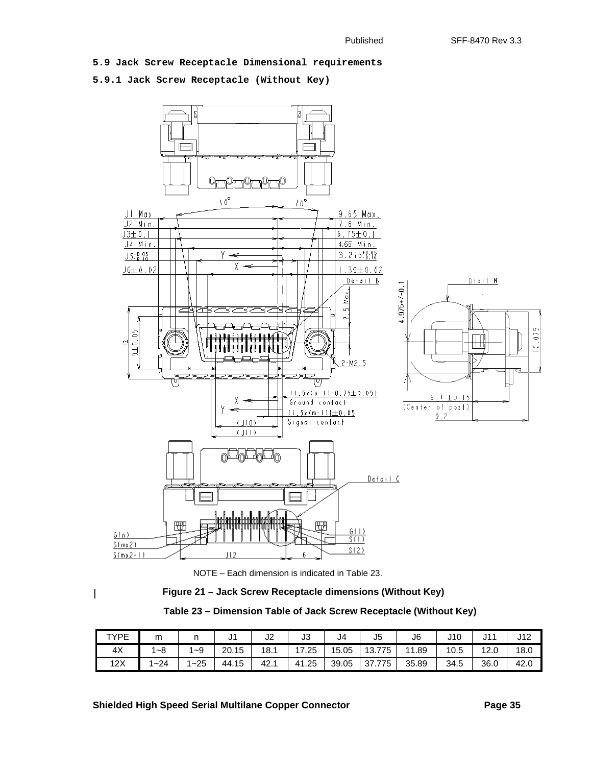## 5.9 Jack Screw Receptacle Dimensional requirements

### 5.9.1 Jack Screw Receptacle (Without Key)

NOTE – Each dimension is indicated in Table 23.

**Figure 21 – Jack Screw Receptacle dimensions (Without Key)**

**Table 23 – Dimension Table of Jack Screw Receptacle (Without Key)**

| TYPE | m | n | J1 | J2 | J3 | J4 | J5 | J6 | J10 | J11 | J12 |
|---|---|---|---|---|---|---|---|---|---|---|---|
| 4X | 1~8 | 1~9 | 20.15 | 18.1 | 17.25 | 15.05 | 13.775 | 11.89 | 10.5 | 12.0 | 18.0 |
| 12X | 1~24 | 1~25 | 44.15 | 42.1 | 41.25 | 39.05 | 37.775 | 35.89 | 34.5 | 36.0 | 42.0 |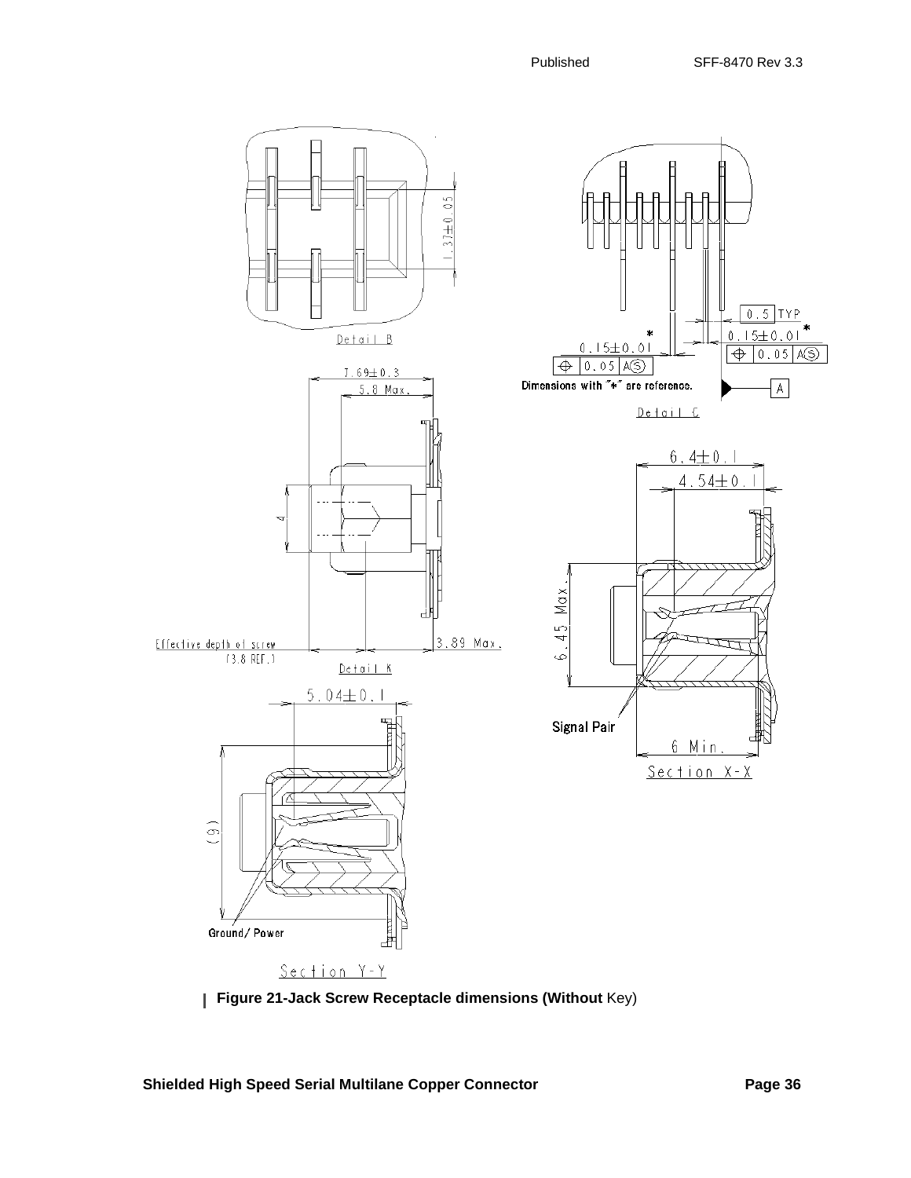Detail B

1.37±0.05

0.5 TYP

0.15±0.01 *

0.15±0.01 *

⊕ 0.05 A(S)

⊕ 0.05 A(S)

Dimensions with "*" are reference.

A

Detail C

7.69±0.3

5.8 Max.

4

Effective depth of screw (3.8 REF.)

3.89 Max.

Detail K

6.4±0.1

4.54±0.1

6.45 Max.

Signal Pair

6 Min.

Section X-X

5.04±0.1

(9)

Ground/ Power

Section Y-Y

**Figure 21-Jack Screw Receptacle dimensions (Without** Key)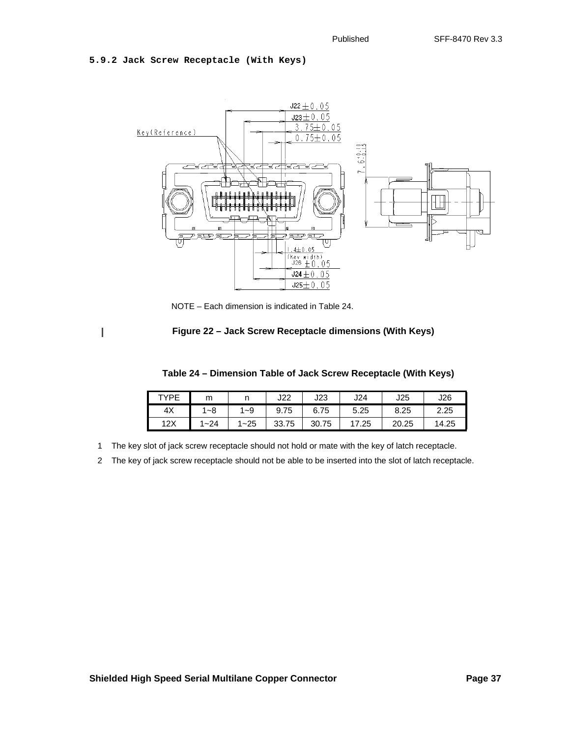### 5.9.2 Jack Screw Receptacle (With Keys)

NOTE – Each dimension is indicated in Table 24.

**Figure 22 – Jack Screw Receptacle dimensions (With Keys)**

**Table 24 – Dimension Table of Jack Screw Receptacle (With Keys)**

| TYPE | m | n | J22 | J23 | J24 | J25 | J26 |
|---|---|---|---|---|---|---|---|
| 4X | 1~8 | 1~9 | 9.75 | 6.75 | 5.25 | 8.25 | 2.25 |
| 12X | 1~24 | 1~25 | 33.75 | 30.75 | 17.25 | 20.25 | 14.25 |

1. The key slot of jack screw receptacle should not hold or mate with the key of latch receptacle.
2. The key of jack screw receptacle should not be able to be inserted into the slot of latch receptacle.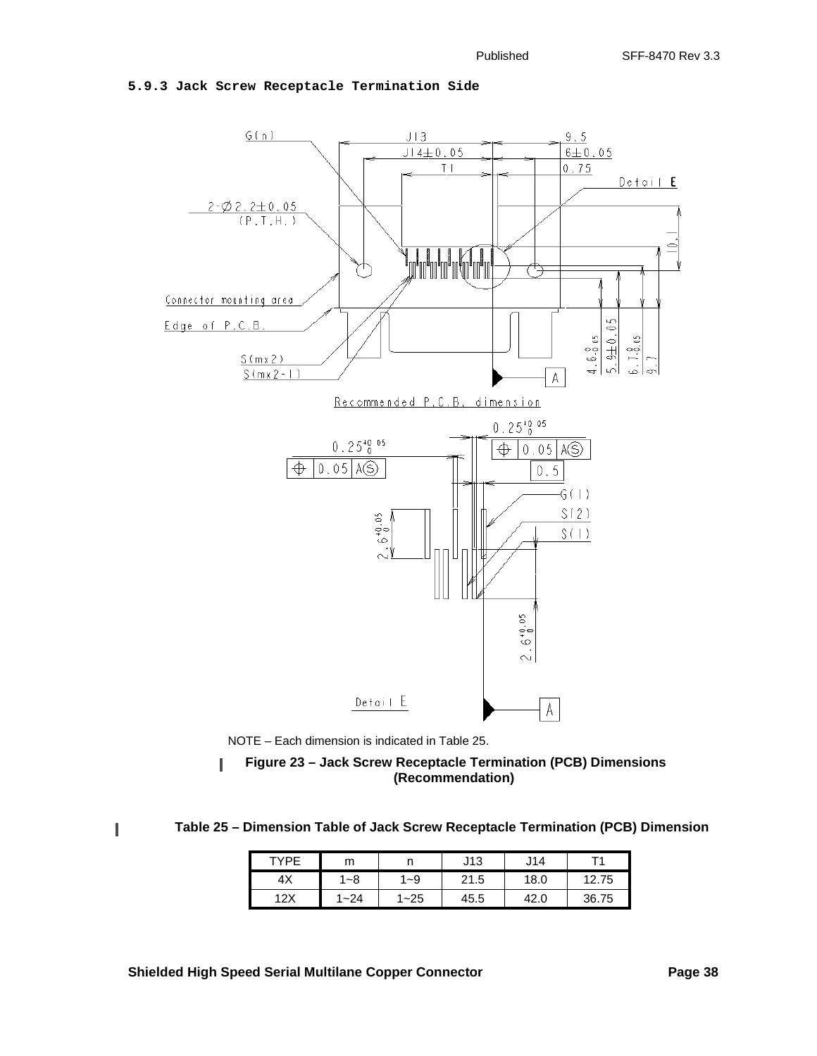### 5.9.3 Jack Screw Receptacle Termination Side

NOTE – Each dimension is indicated in Table 25.

**Figure 23 – Jack Screw Receptacle Termination (PCB) Dimensions (Recommendation)**

**Table 25 – Dimension Table of Jack Screw Receptacle Termination (PCB) Dimension**

| TYPE | m | n | J13 | J14 | T1 |
|---|---|---|---|---|---|
| 4X | 1~8 | 1~9 | 21.5 | 18.0 | 12.75 |
| 12X | 1~24 | 1~25 | 45.5 | 42.0 | 36.75 |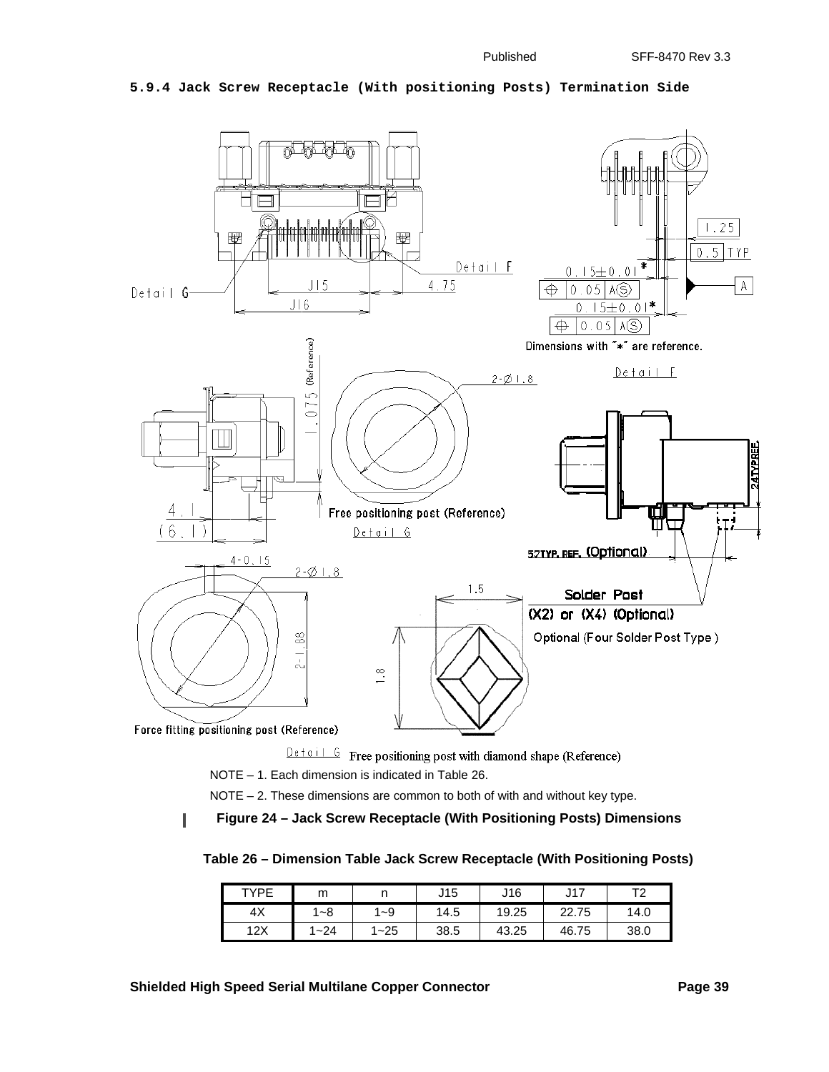### 5.9.4 Jack Screw Receptacle (With positioning Posts) Termination Side

NOTE – 1. Each dimension is indicated in Table 26.

NOTE – 2. These dimensions are common to both of with and without key type.

**Figure 24 – Jack Screw Receptacle (With Positioning Posts) Dimensions**

**Table 26 – Dimension Table Jack Screw Receptacle (With Positioning Posts)**

| TYPE | m | n | J15 | J16 | J17 | T2 |
|---|---|---|---|---|---|---|
| 4X | 1~8 | 1~9 | 14.5 | 19.25 | 22.75 | 14.0 |
| 12X | 1~24 | 1~25 | 38.5 | 43.25 | 46.75 | 38.0 |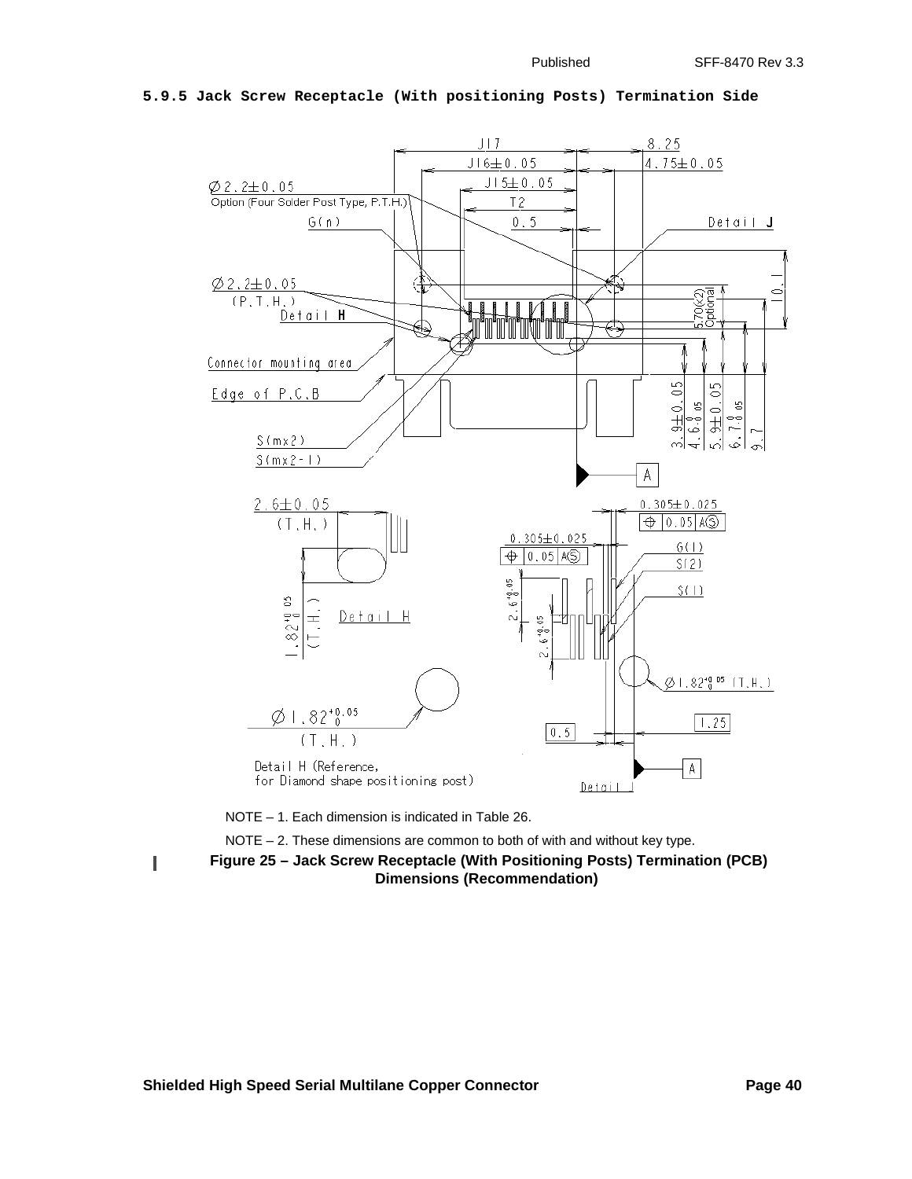### 5.9.5 Jack Screw Receptacle (With positioning Posts) Termination Side

NOTE – 1. Each dimension is indicated in Table 26.

NOTE – 2. These dimensions are common to both of with and without key type.

**Figure 25 – Jack Screw Receptacle (With Positioning Posts) Termination (PCB) Dimensions (Recommendation)**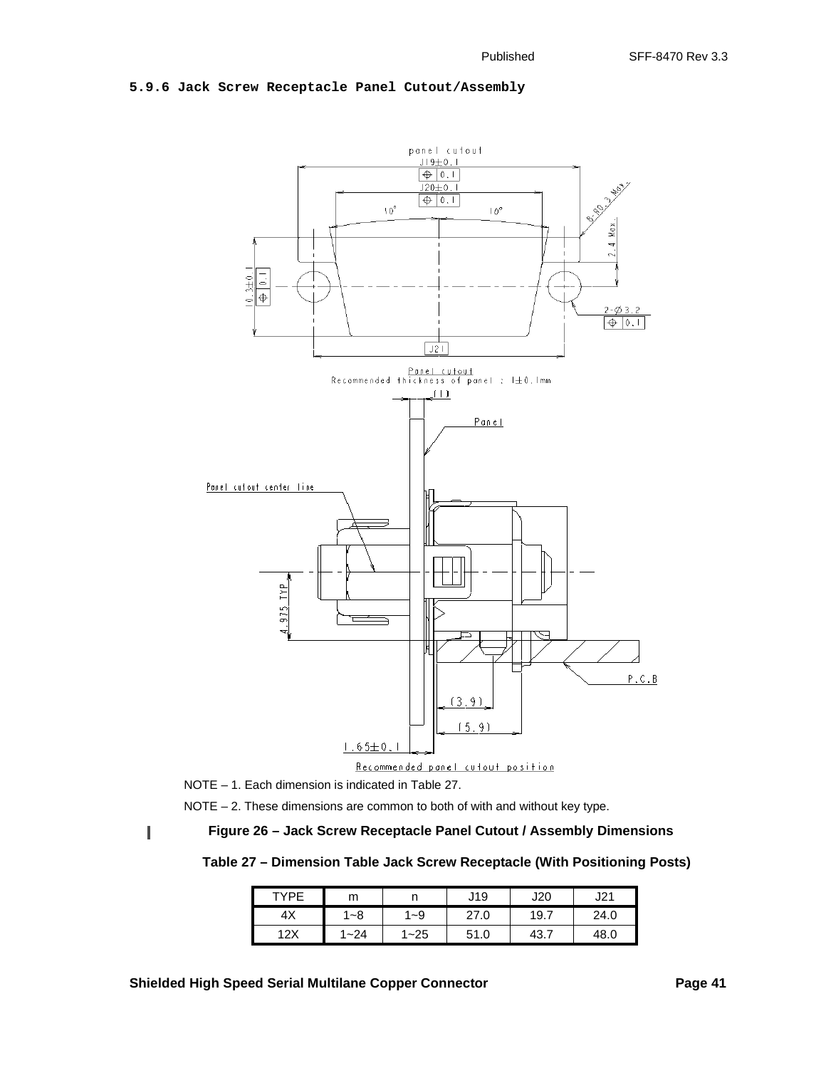### 5.9.6 Jack Screw Receptacle Panel Cutout/Assembly

panel cutout
J19±0.1
⊕ 0.1
J20±0.1
⊕ 0.1
10°
10°
8-R0.3 Max.
2.4 Max.
10.3±0.1
0.1
⊕
2-Ø3.2
⊕ 0.1
J21
Panel cutout
Recommended thickness of panel : 1±0.1mm
(1)
Panel
Panel cutout center line
4.975 TYP
P.C.B
(3.9)
(5.9)
1.65±0.1
Recommended panel cutout position

NOTE – 1. Each dimension is indicated in Table 27.

NOTE – 2. These dimensions are common to both of with and without key type.

**Figure 26 – Jack Screw Receptacle Panel Cutout / Assembly Dimensions**

**Table 27 – Dimension Table Jack Screw Receptacle (With Positioning Posts)**

| TYPE | m | n | J19 | J20 | J21 |
|---|---|---|---|---|---|
| 4X | 1~8 | 1~9 | 27.0 | 19.7 | 24.0 |
| 12X | 1~24 | 1~25 | 51.0 | 43.7 | 48.0 |